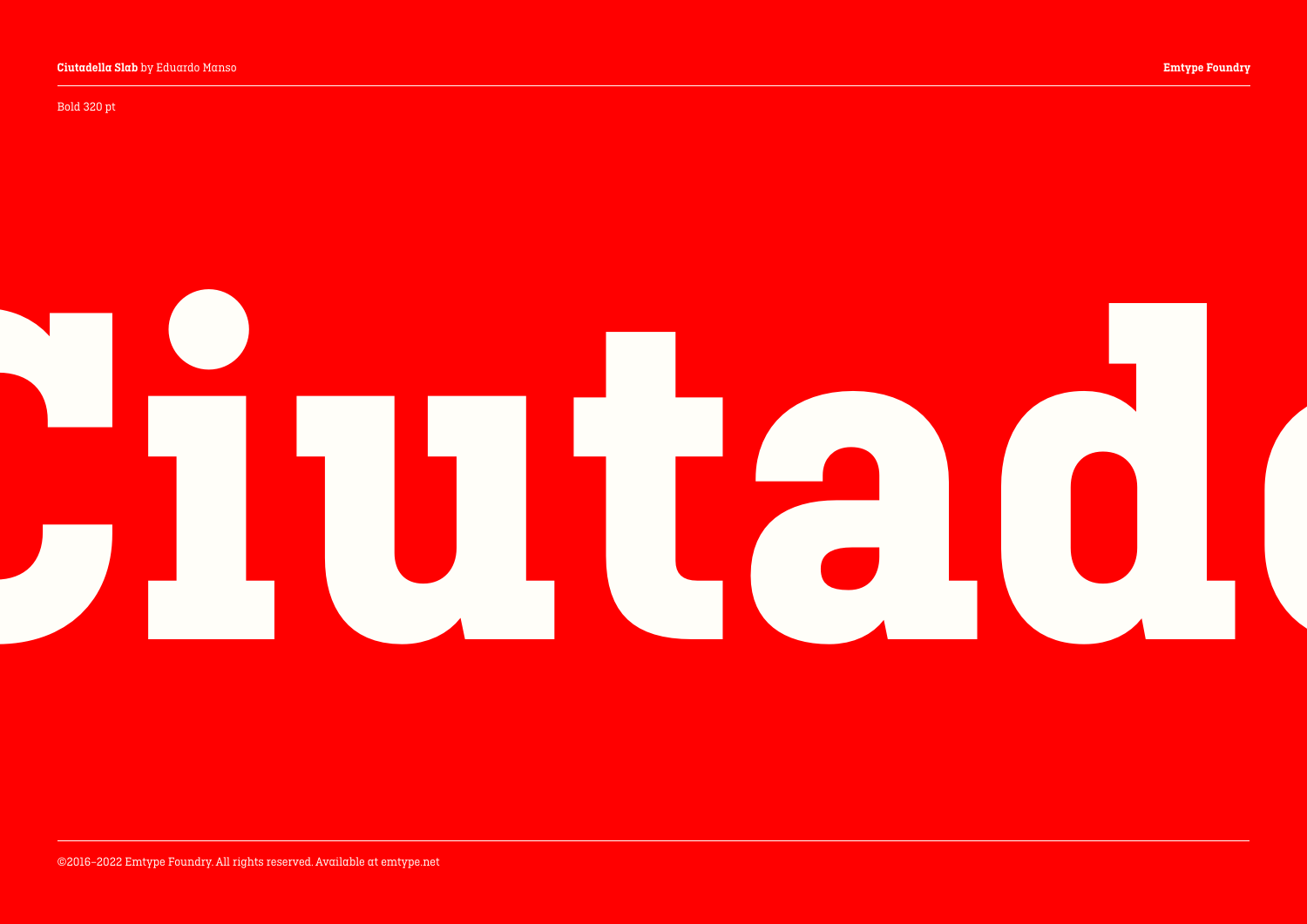**Ciutadella Slab** by Eduardo Manso

**Emtype Foundry**

Bold 320 pt

# Ciutad

©2016–2022 Emtype Foundry. All rights reserved. Available at emtype.net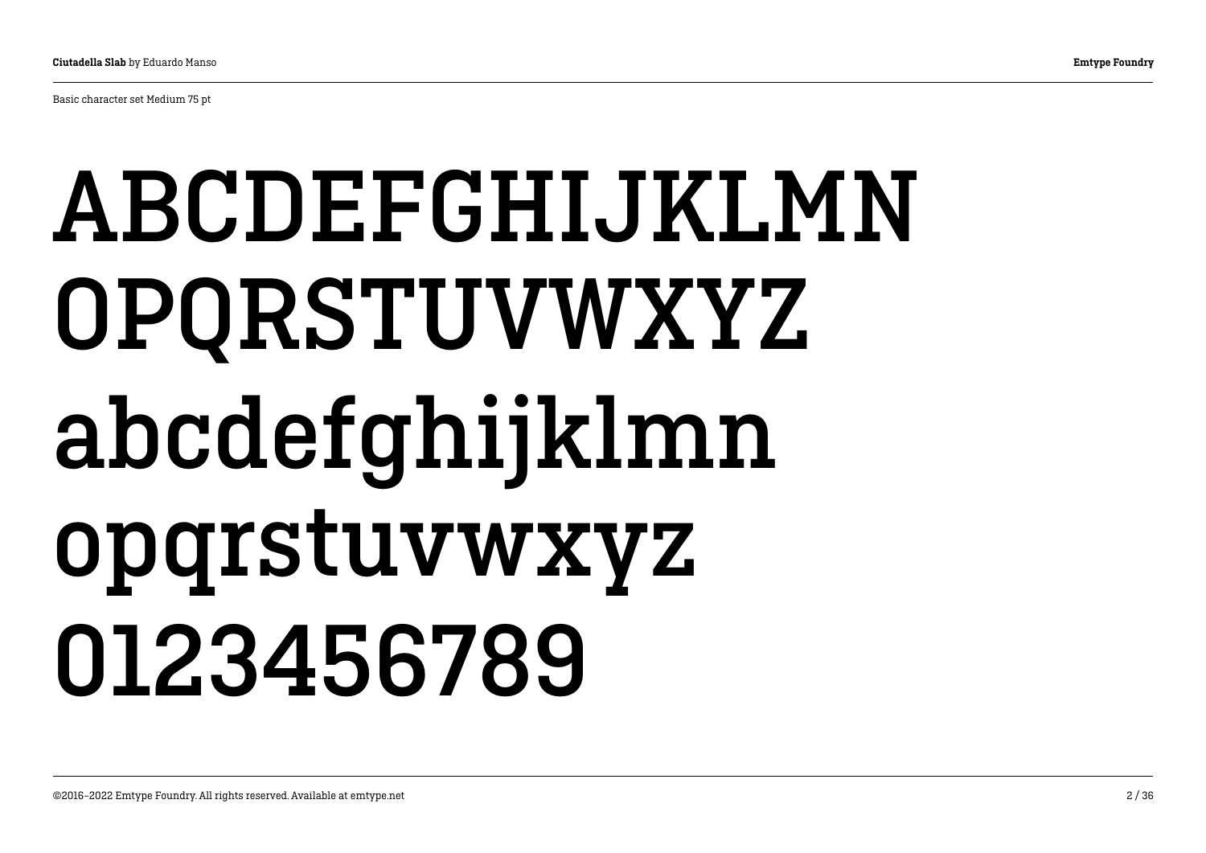Basic character set Medium 75 pt

ABCDEFGHIJKLMN
OPQRSTUVWXYZ
abcdefghijklmn
opqrstuvwxyz
0123456789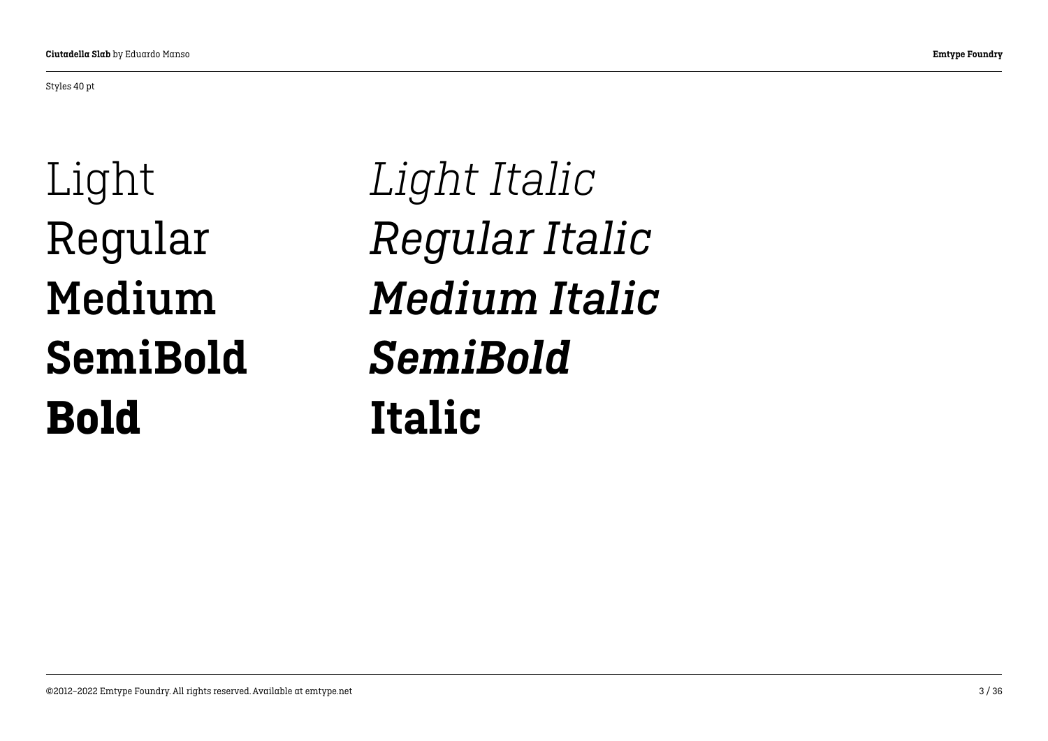Styles 40 pt

Light

Regular

**Medium**

**SemiBold**

**Bold**

*Light Italic*

*Regular Italic*

***Medium Italic***

***SemiBold***

**Italic**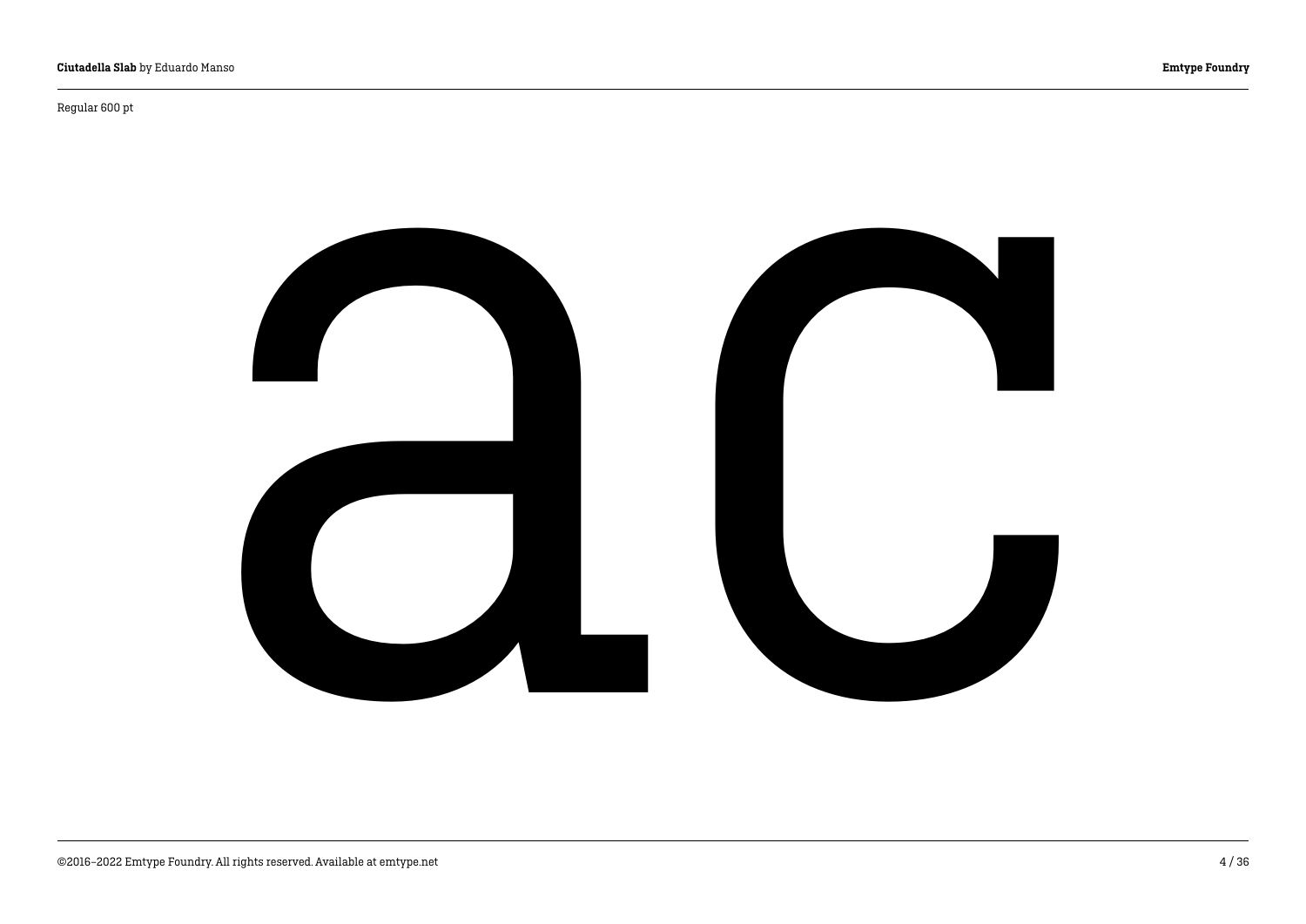Regular 600 pt

ac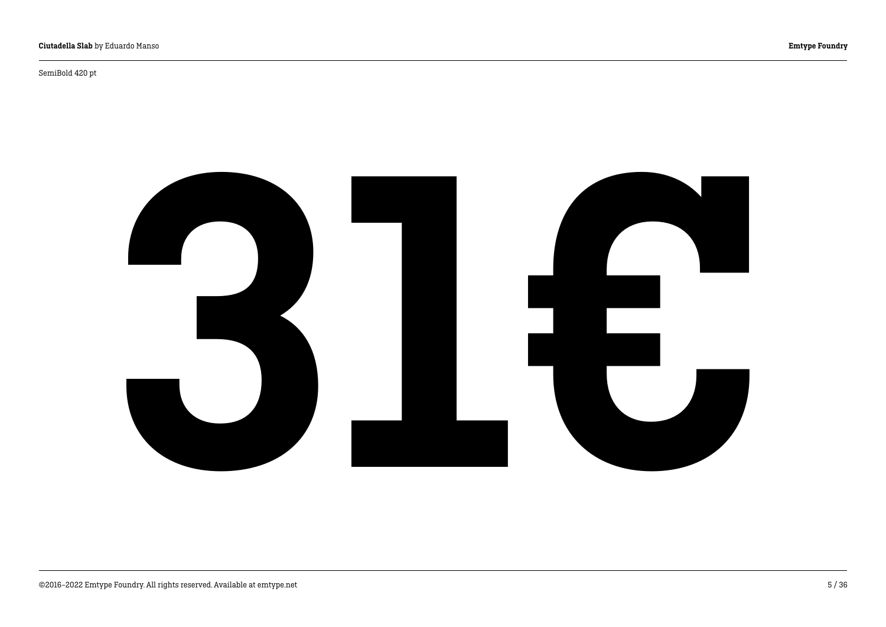SemiBold 420 pt

# 31€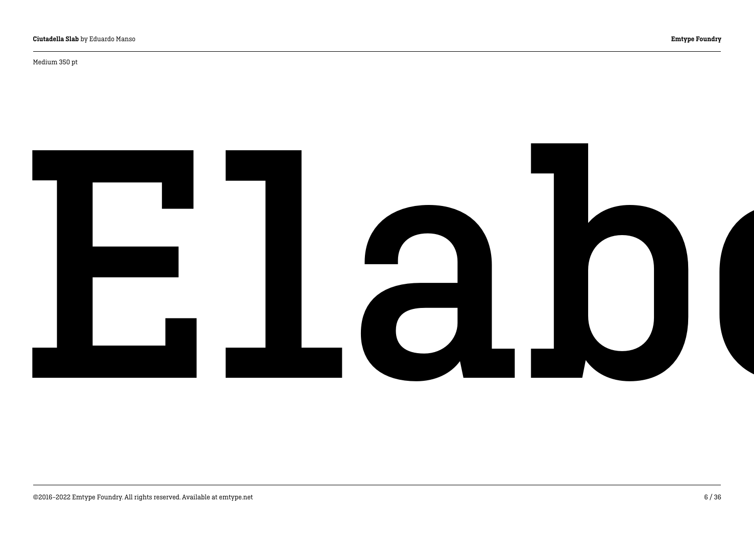Medium 350 pt

# Elab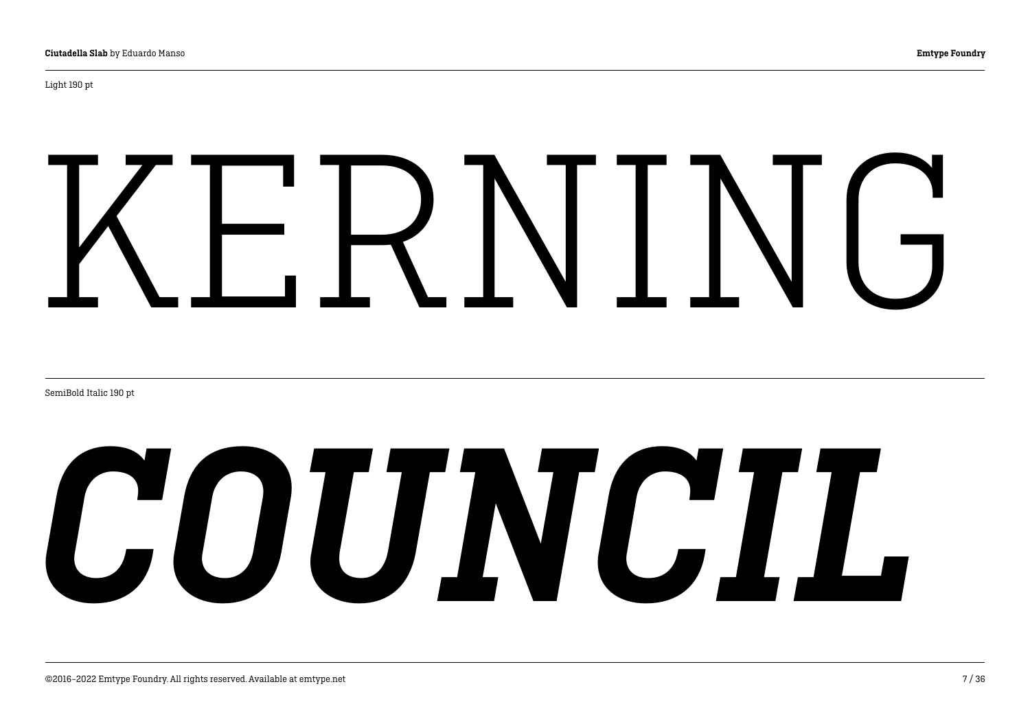Light 190 pt

# KERNING

SemiBold Italic 190 pt

# ***COUNCIL***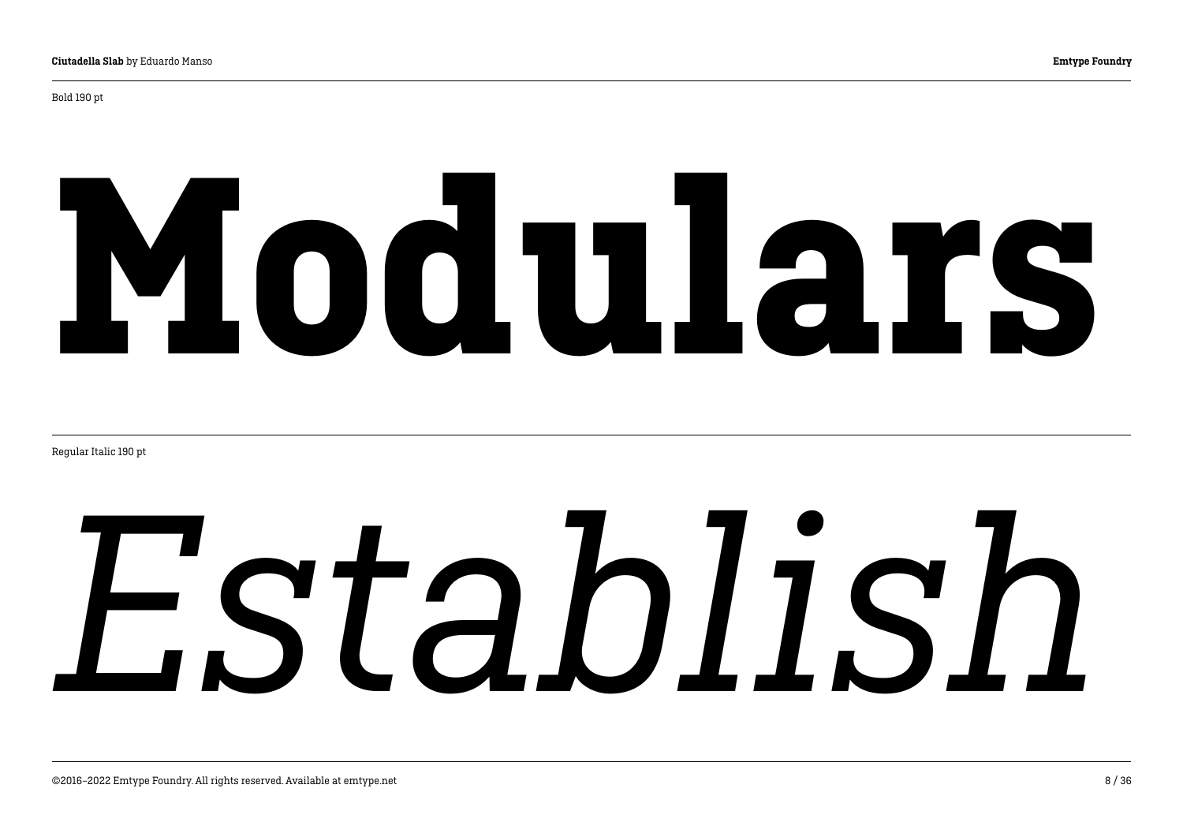Bold 190 pt

# **Modulars**

Regular Italic 190 pt

# *Establish*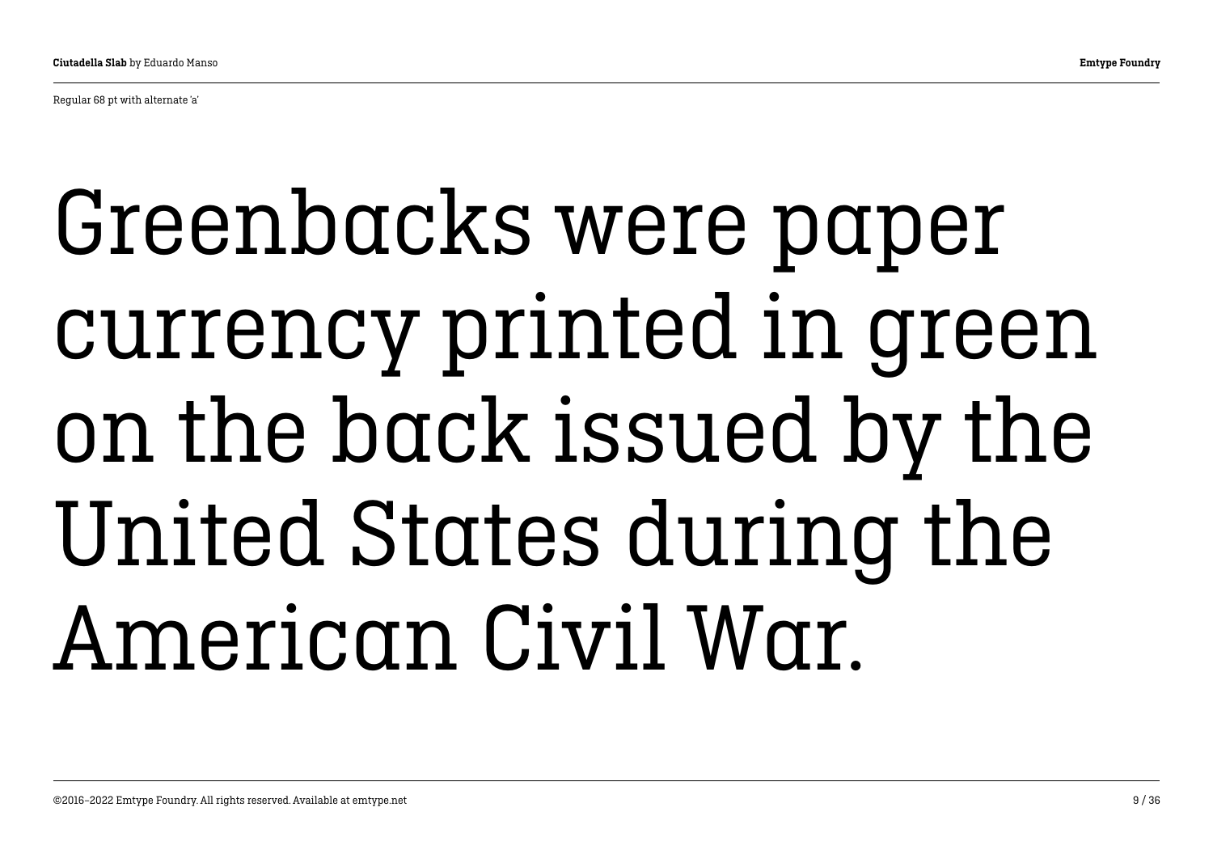Regular 68 pt with alternate 'a'

Greenbacks were paper currency printed in green on the back issued by the United States during the American Civil War.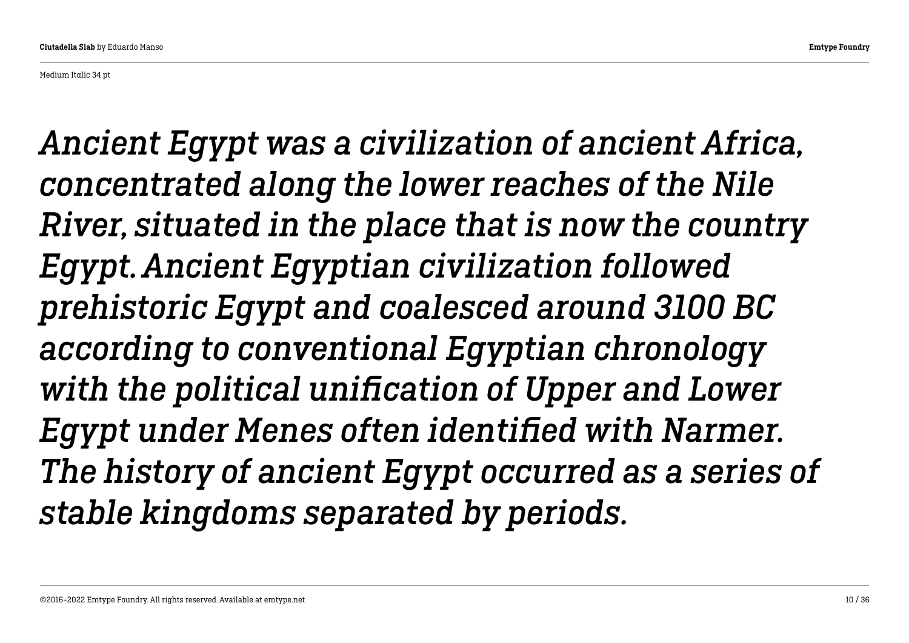Medium Italic 34 pt

*Ancient Egypt was a civilization of ancient Africa, concentrated along the lower reaches of the Nile River, situated in the place that is now the country Egypt. Ancient Egyptian civilization followed prehistoric Egypt and coalesced around 3100 BC according to conventional Egyptian chronology with the political unification of Upper and Lower Egypt under Menes often identified with Narmer. The history of ancient Egypt occurred as a series of stable kingdoms separated by periods.*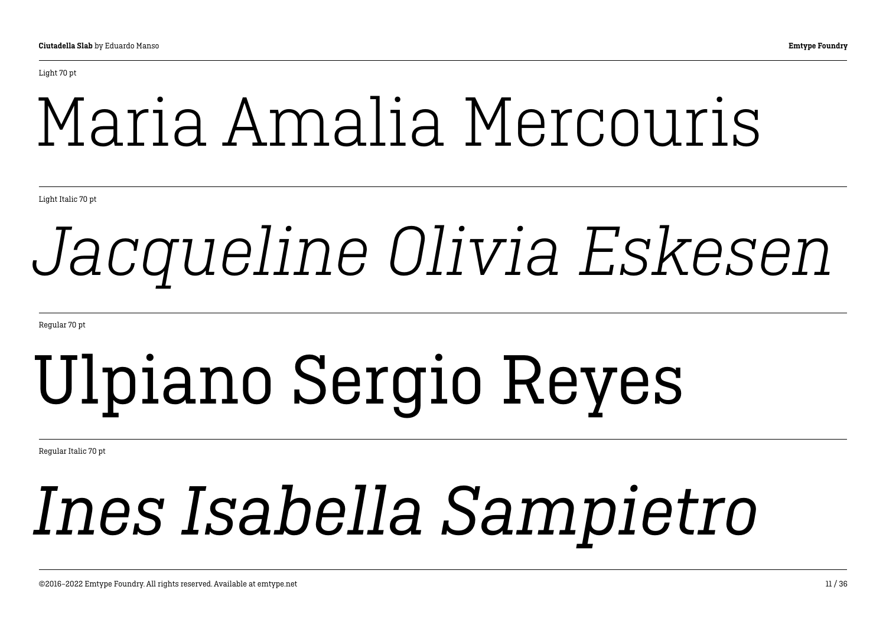Light 70 pt

Maria Amalia Mercouris

Light Italic 70 pt

*Jacqueline Olivia Eskesen*

Regular 70 pt

Ulpiano Sergio Reyes

Regular Italic 70 pt

*Ines Isabella Sampietro*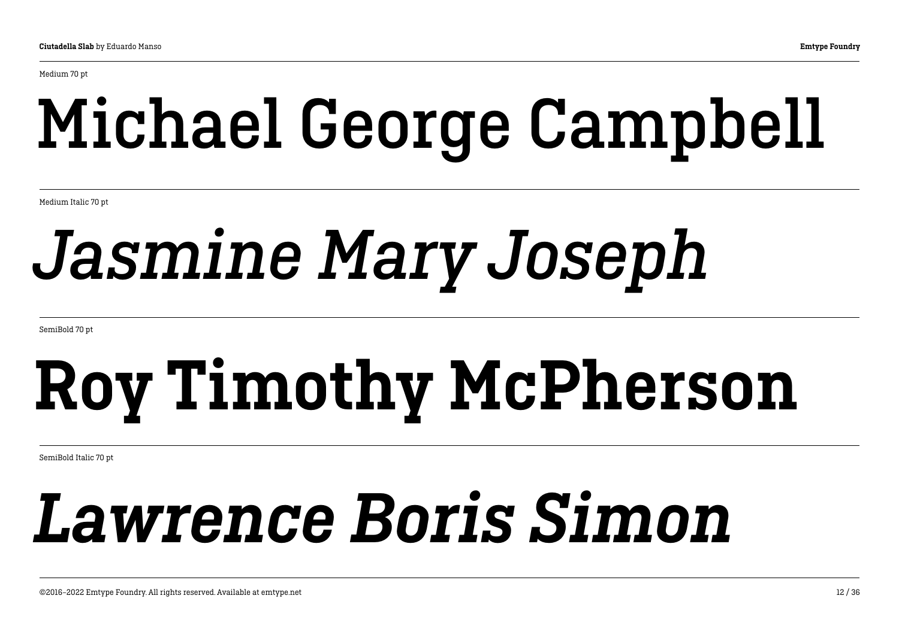Medium 70 pt

# Michael George Campbell

Medium Italic 70 pt

# *Jasmine Mary Joseph*

SemiBold 70 pt

# **Roy Timothy McPherson**

SemiBold Italic 70 pt

# ***Lawrence Boris Simon***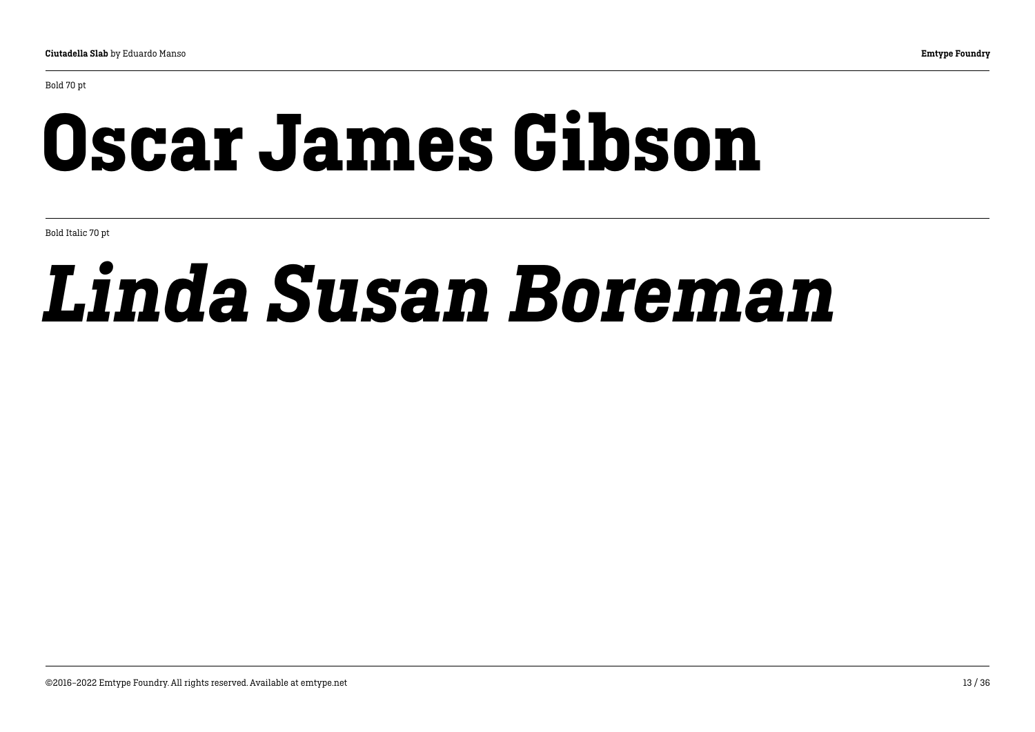Bold 70 pt

# **Oscar James Gibson**

Bold Italic 70 pt

# ***Linda Susan Boreman***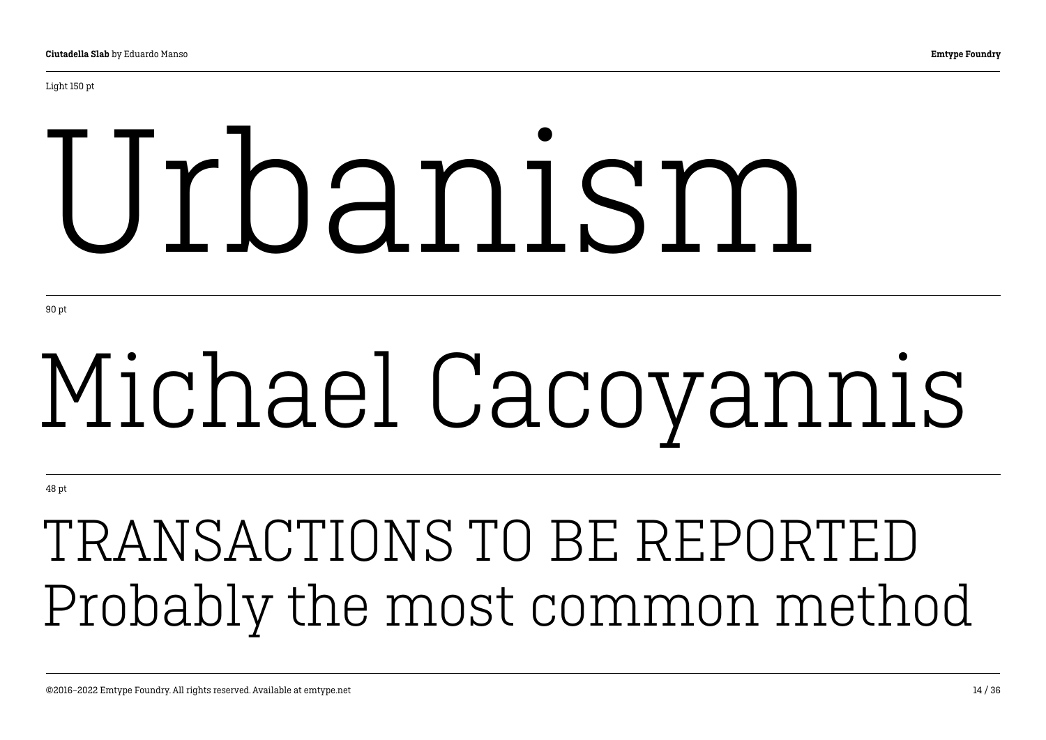Light 150 pt

# Urbanism

90 pt

# Michael Cacoyannis

48 pt

## TRANSACTIONS TO BE REPORTED
## Probably the most common method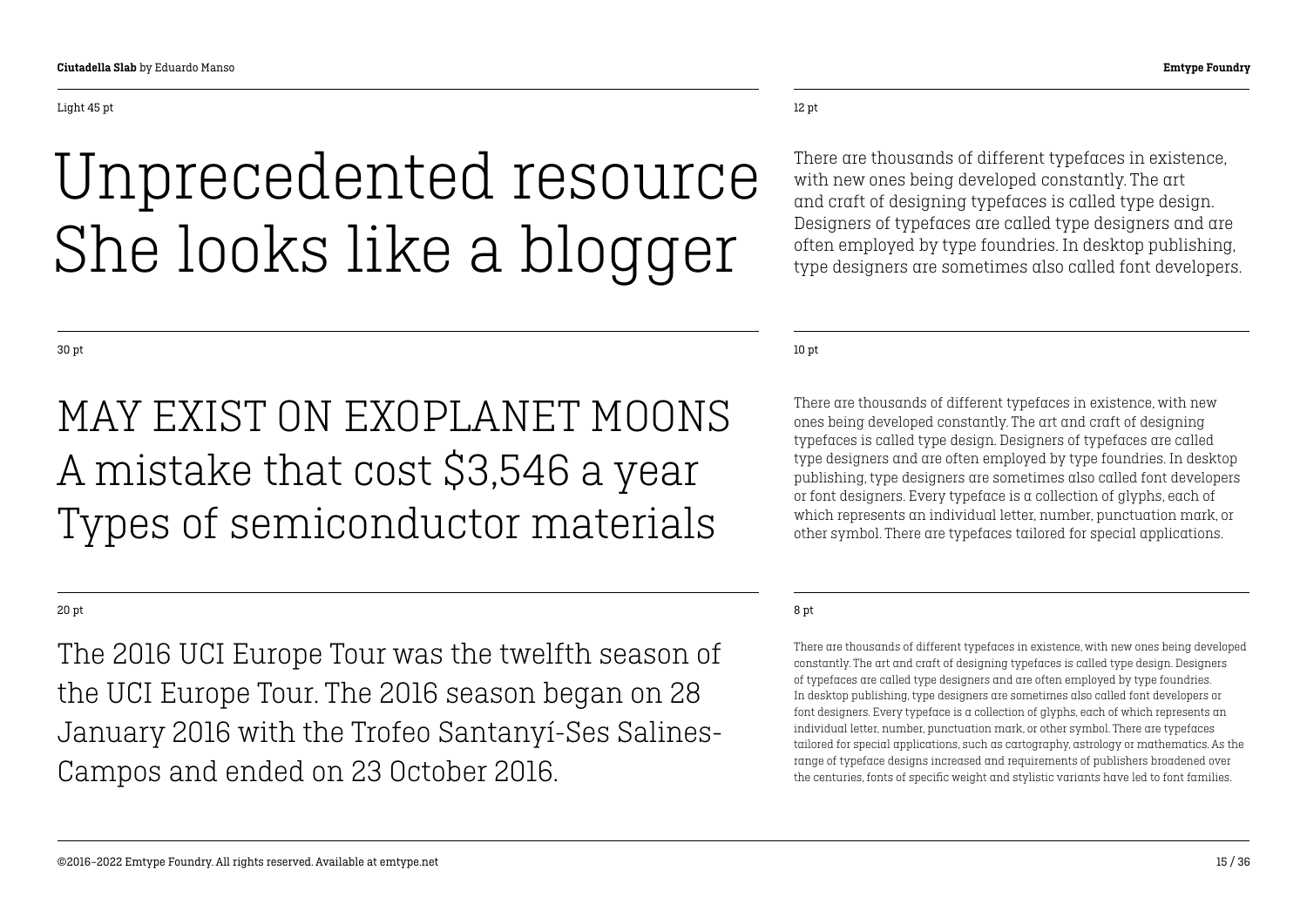Light 45 pt

# Unprecedented resource She looks like a blogger

12 pt

There are thousands of different typefaces in existence, with new ones being developed constantly. The art and craft of designing typefaces is called type design. Designers of typefaces are called type designers and are often employed by type foundries. In desktop publishing, type designers are sometimes also called font developers.

30 pt

## MAY EXIST ON EXOPLANET MOONS A mistake that cost $3,546 a year Types of semiconductor materials

10 pt

There are thousands of different typefaces in existence, with new ones being developed constantly. The art and craft of designing typefaces is called type design. Designers of typefaces are called type designers and are often employed by type foundries. In desktop publishing, type designers are sometimes also called font developers or font designers. Every typeface is a collection of glyphs, each of which represents an individual letter, number, punctuation mark, or other symbol. There are typefaces tailored for special applications.

20 pt

The 2016 UCI Europe Tour was the twelfth season of the UCI Europe Tour. The 2016 season began on 28 January 2016 with the Trofeo Santanyí-Ses Salines-Campos and ended on 23 October 2016.

8 pt

There are thousands of different typefaces in existence, with new ones being developed constantly. The art and craft of designing typefaces is called type design. Designers of typefaces are called type designers and are often employed by type foundries. In desktop publishing, type designers are sometimes also called font developers or font designers. Every typeface is a collection of glyphs, each of which represents an individual letter, number, punctuation mark, or other symbol. There are typefaces tailored for special applications, such as cartography, astrology or mathematics. As the range of typeface designs increased and requirements of publishers broadened over the centuries, fonts of specific weight and stylistic variants have led to font families.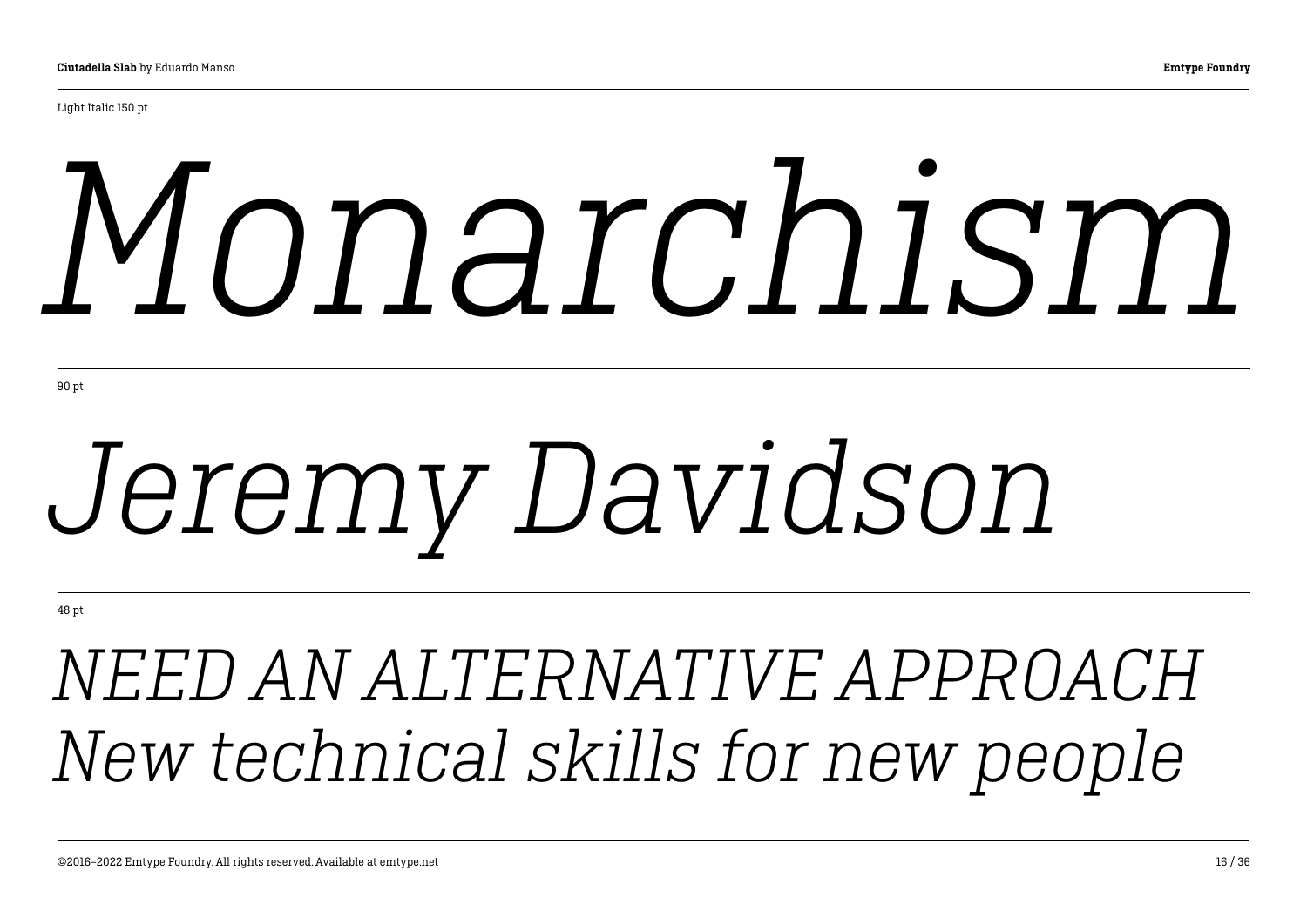Light Italic 150 pt

*Monarchism*

90 pt

*Jeremy Davidson*

48 pt

*NEED AN ALTERNATIVE APPROACH*
*New technical skills for new people*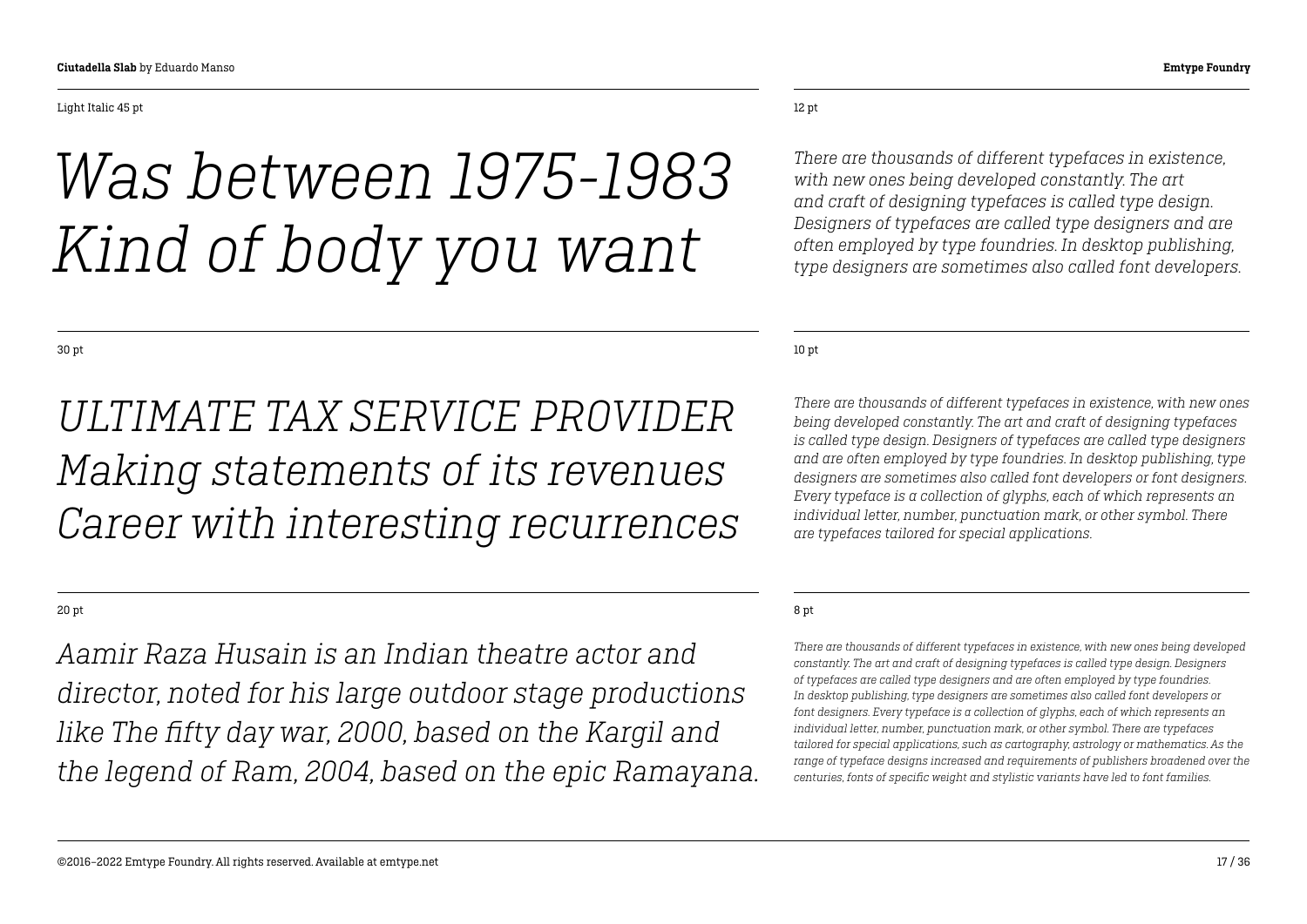Light Italic 45 pt

*Was between 1975-1983*
*Kind of body you want*

12 pt

*There are thousands of different typefaces in existence, with new ones being developed constantly. The art and craft of designing typefaces is called type design. Designers of typefaces are called type designers and are often employed by type foundries. In desktop publishing, type designers are sometimes also called font developers.*

30 pt

*ULTIMATE TAX SERVICE PROVIDER*
*Making statements of its revenues*
*Career with interesting recurrences*

10 pt

*There are thousands of different typefaces in existence, with new ones being developed constantly. The art and craft of designing typefaces is called type design. Designers of typefaces are called type designers and are often employed by type foundries. In desktop publishing, type designers are sometimes also called font developers or font designers. Every typeface is a collection of glyphs, each of which represents an individual letter, number, punctuation mark, or other symbol. There are typefaces tailored for special applications.*

20 pt

*Aamir Raza Husain is an Indian theatre actor and director, noted for his large outdoor stage productions like The fifty day war, 2000, based on the Kargil and the legend of Ram, 2004, based on the epic Ramayana.*

8 pt

*There are thousands of different typefaces in existence, with new ones being developed constantly. The art and craft of designing typefaces is called type design. Designers of typefaces are called type designers and are often employed by type foundries. In desktop publishing, type designers are sometimes also called font developers or font designers. Every typeface is a collection of glyphs, each of which represents an individual letter, number, punctuation mark, or other symbol. There are typefaces tailored for special applications, such as cartography, astrology or mathematics. As the range of typeface designs increased and requirements of publishers broadened over the centuries, fonts of specific weight and stylistic variants have led to font families.*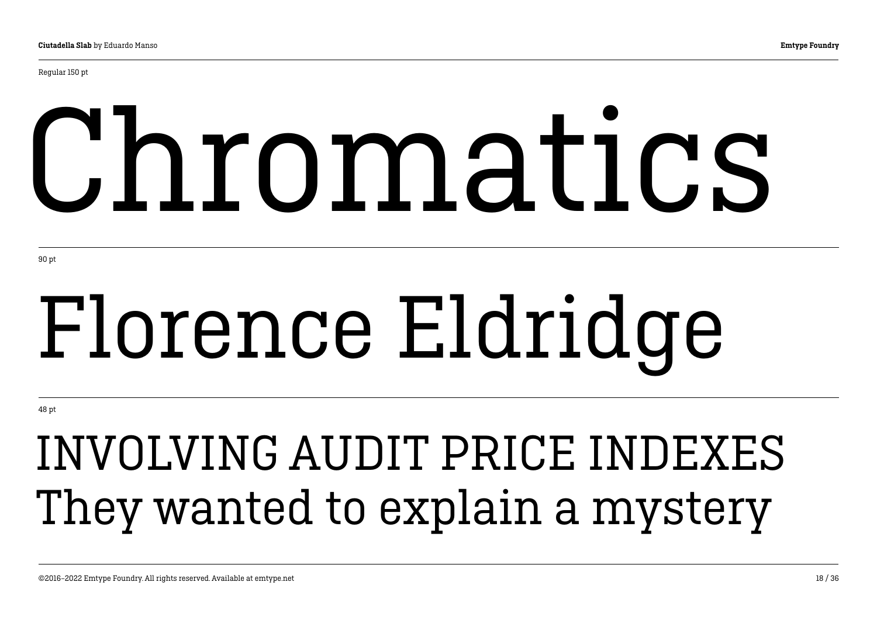Regular 150 pt

# Chromatics

90 pt

# Florence Eldridge

48 pt

## INVOLVING AUDIT PRICE INDEXES
## They wanted to explain a mystery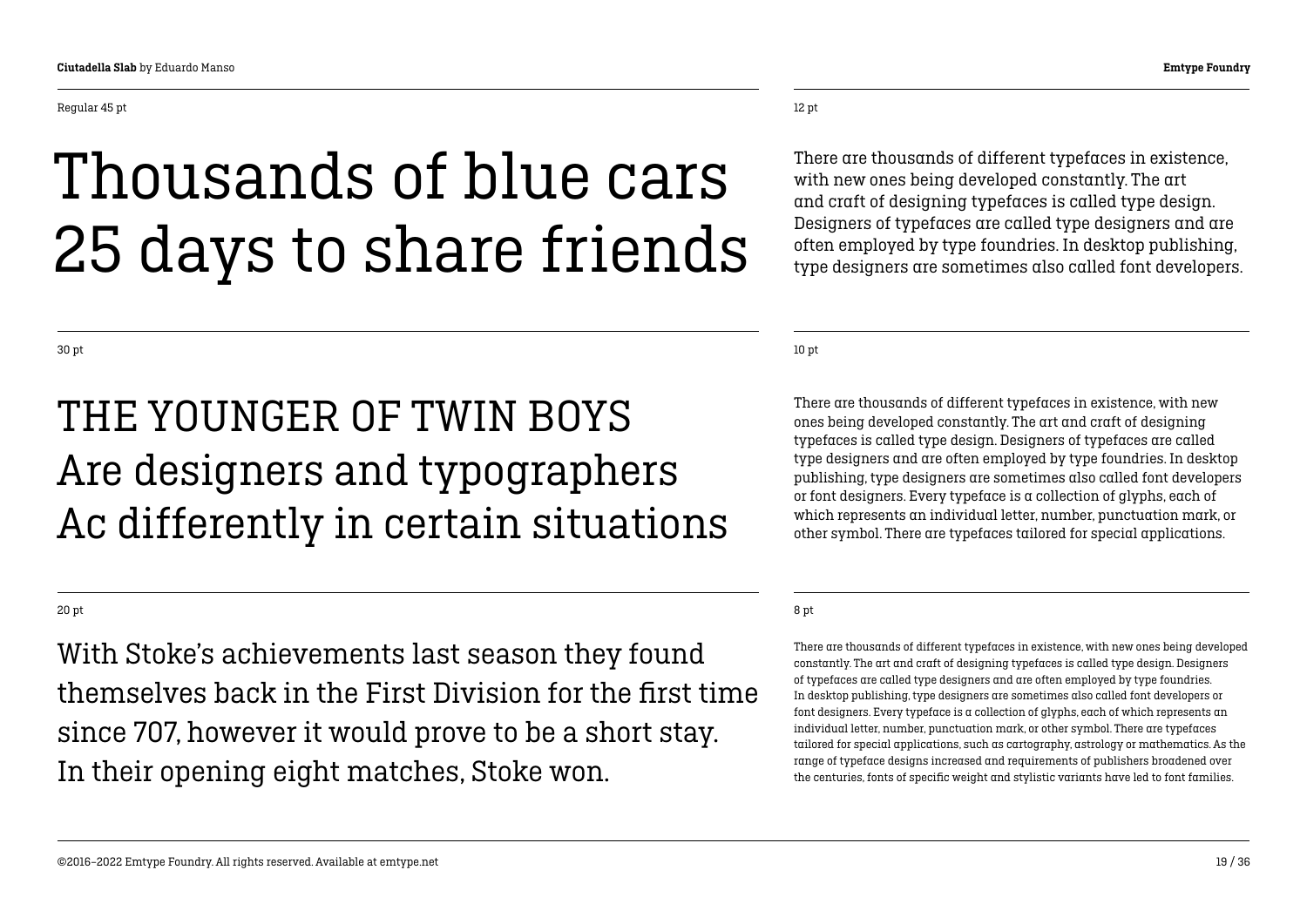Regular 45 pt

# Thousands of blue cars 25 days to share friends

12 pt

There are thousands of different typefaces in existence, with new ones being developed constantly. The art and craft of designing typefaces is called type design. Designers of typefaces are called type designers and are often employed by type foundries. In desktop publishing, type designers are sometimes also called font developers.

30 pt

## THE YOUNGER OF TWIN BOYS Are designers and typographers Ac differently in certain situations

10 pt

There are thousands of different typefaces in existence, with new ones being developed constantly. The art and craft of designing typefaces is called type design. Designers of typefaces are called type designers and are often employed by type foundries. In desktop publishing, type designers are sometimes also called font developers or font designers. Every typeface is a collection of glyphs, each of which represents an individual letter, number, punctuation mark, or other symbol. There are typefaces tailored for special applications.

20 pt

With Stoke's achievements last season they found themselves back in the First Division for the first time since 707, however it would prove to be a short stay. In their opening eight matches, Stoke won.

8 pt

There are thousands of different typefaces in existence, with new ones being developed constantly. The art and craft of designing typefaces is called type design. Designers of typefaces are called type designers and are often employed by type foundries. In desktop publishing, type designers are sometimes also called font developers or font designers. Every typeface is a collection of glyphs, each of which represents an individual letter, number, punctuation mark, or other symbol. There are typefaces tailored for special applications, such as cartography, astrology or mathematics. As the range of typeface designs increased and requirements of publishers broadened over the centuries, fonts of specific weight and stylistic variants have led to font families.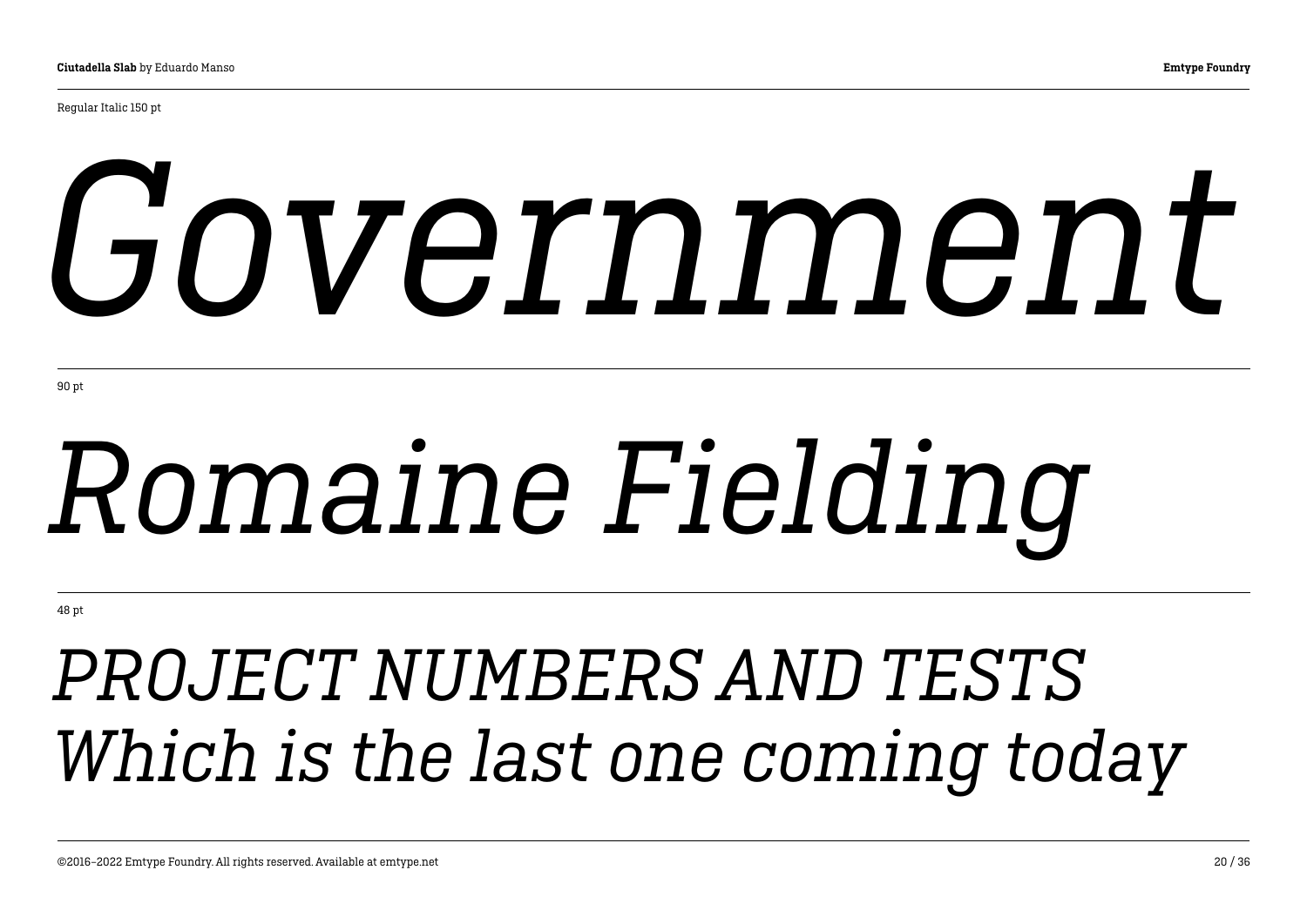Regular Italic 150 pt

*Government*

90 pt

*Romaine Fielding*

48 pt

*PROJECT NUMBERS AND TESTS*
*Which is the last one coming today*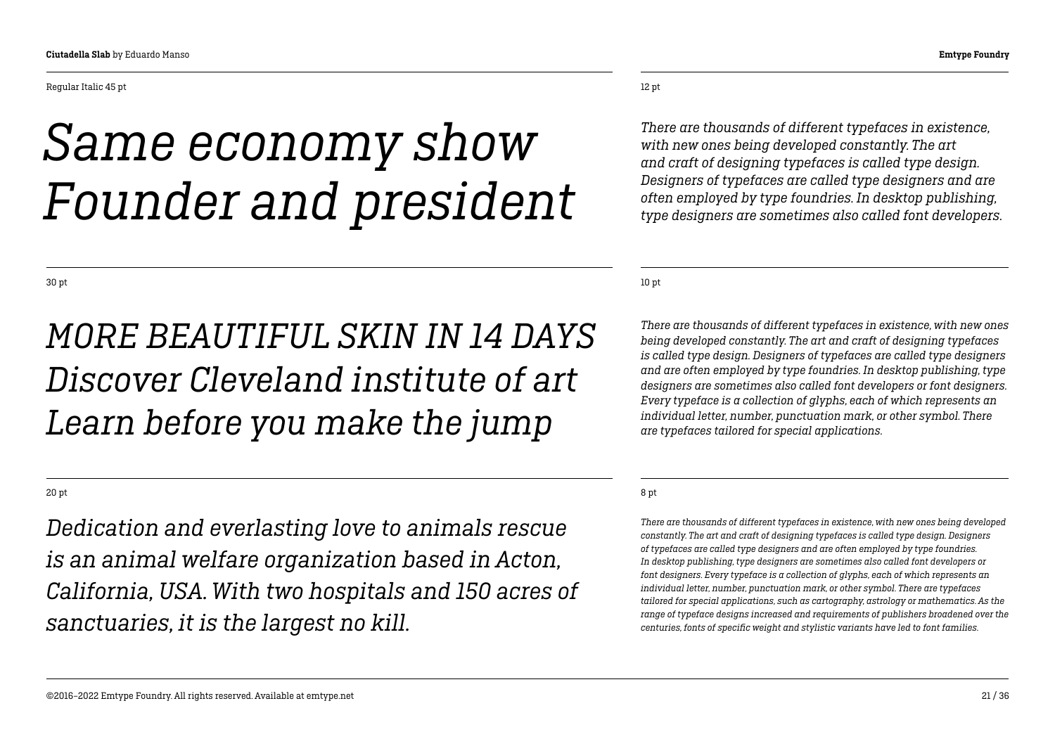Regular Italic 45 pt

*Same economy show*
*Founder and president*

12 pt

*There are thousands of different typefaces in existence, with new ones being developed constantly. The art and craft of designing typefaces is called type design. Designers of typefaces are called type designers and are often employed by type foundries. In desktop publishing, type designers are sometimes also called font developers.*

30 pt

*MORE BEAUTIFUL SKIN IN 14 DAYS*
*Discover Cleveland institute of art*
*Learn before you make the jump*

10 pt

*There are thousands of different typefaces in existence, with new ones being developed constantly. The art and craft of designing typefaces is called type design. Designers of typefaces are called type designers and are often employed by type foundries. In desktop publishing, type designers are sometimes also called font developers or font designers. Every typeface is a collection of glyphs, each of which represents an individual letter, number, punctuation mark, or other symbol. There are typefaces tailored for special applications.*

20 pt

*Dedication and everlasting love to animals rescue is an animal welfare organization based in Acton, California, USA. With two hospitals and 150 acres of sanctuaries, it is the largest no kill.*

8 pt

*There are thousands of different typefaces in existence, with new ones being developed constantly. The art and craft of designing typefaces is called type design. Designers of typefaces are called type designers and are often employed by type foundries. In desktop publishing, type designers are sometimes also called font developers or font designers. Every typeface is a collection of glyphs, each of which represents an individual letter, number, punctuation mark, or other symbol. There are typefaces tailored for special applications, such as cartography, astrology or mathematics. As the range of typeface designs increased and requirements of publishers broadened over the centuries, fonts of specific weight and stylistic variants have led to font families.*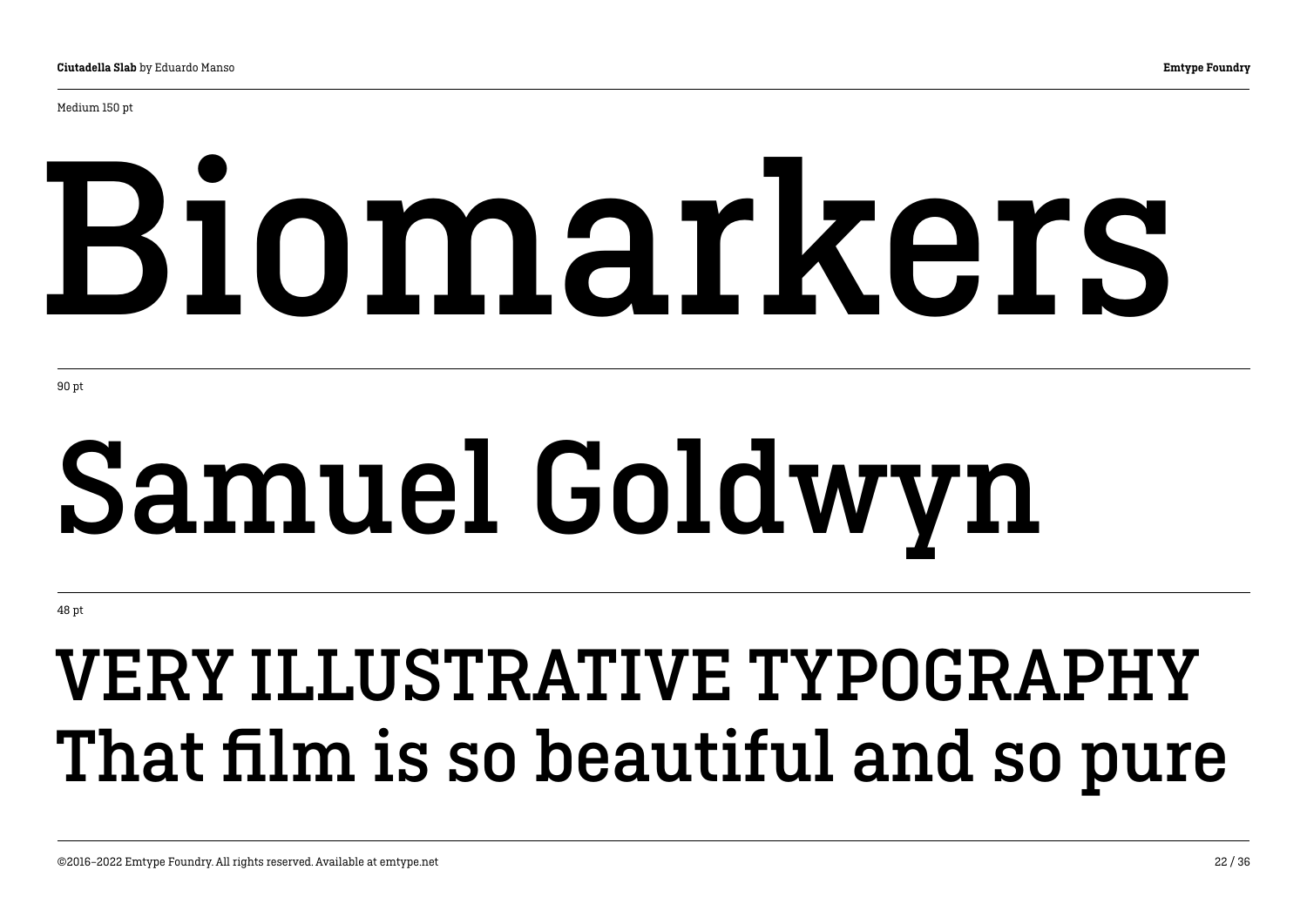Medium 150 pt

# Biomarkers

90 pt

# Samuel Goldwyn

48 pt

## VERY ILLUSTRATIVE TYPOGRAPHY
## That film is so beautiful and so pure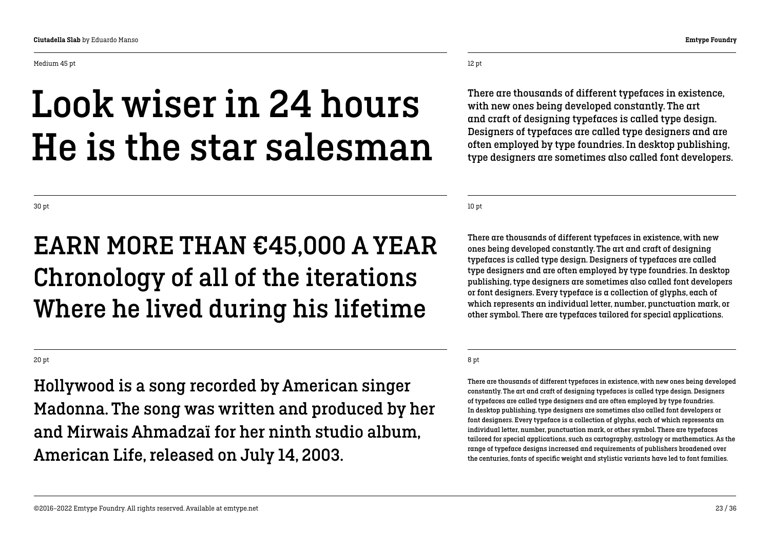Medium 45 pt

# Look wiser in 24 hours He is the star salesman

12 pt

There are thousands of different typefaces in existence, with new ones being developed constantly. The art and craft of designing typefaces is called type design. Designers of typefaces are called type designers and are often employed by type foundries. In desktop publishing, type designers are sometimes also called font developers.

30 pt

## EARN MORE THAN €45,000 A YEAR Chronology of all of the iterations Where he lived during his lifetime

10 pt

There are thousands of different typefaces in existence, with new ones being developed constantly. The art and craft of designing typefaces is called type design. Designers of typefaces are called type designers and are often employed by type foundries. In desktop publishing, type designers are sometimes also called font developers or font designers. Every typeface is a collection of glyphs, each of which represents an individual letter, number, punctuation mark, or other symbol. There are typefaces tailored for special applications.

20 pt

Hollywood is a song recorded by American singer Madonna. The song was written and produced by her and Mirwais Ahmadzaï for her ninth studio album, American Life, released on July 14, 2003.

8 pt

There are thousands of different typefaces in existence, with new ones being developed constantly. The art and craft of designing typefaces is called type design. Designers of typefaces are called type designers and are often employed by type foundries. In desktop publishing, type designers are sometimes also called font developers or font designers. Every typeface is a collection of glyphs, each of which represents an individual letter, number, punctuation mark, or other symbol. There are typefaces tailored for special applications, such as cartography, astrology or mathematics. As the range of typeface designs increased and requirements of publishers broadened over the centuries, fonts of specific weight and stylistic variants have led to font families.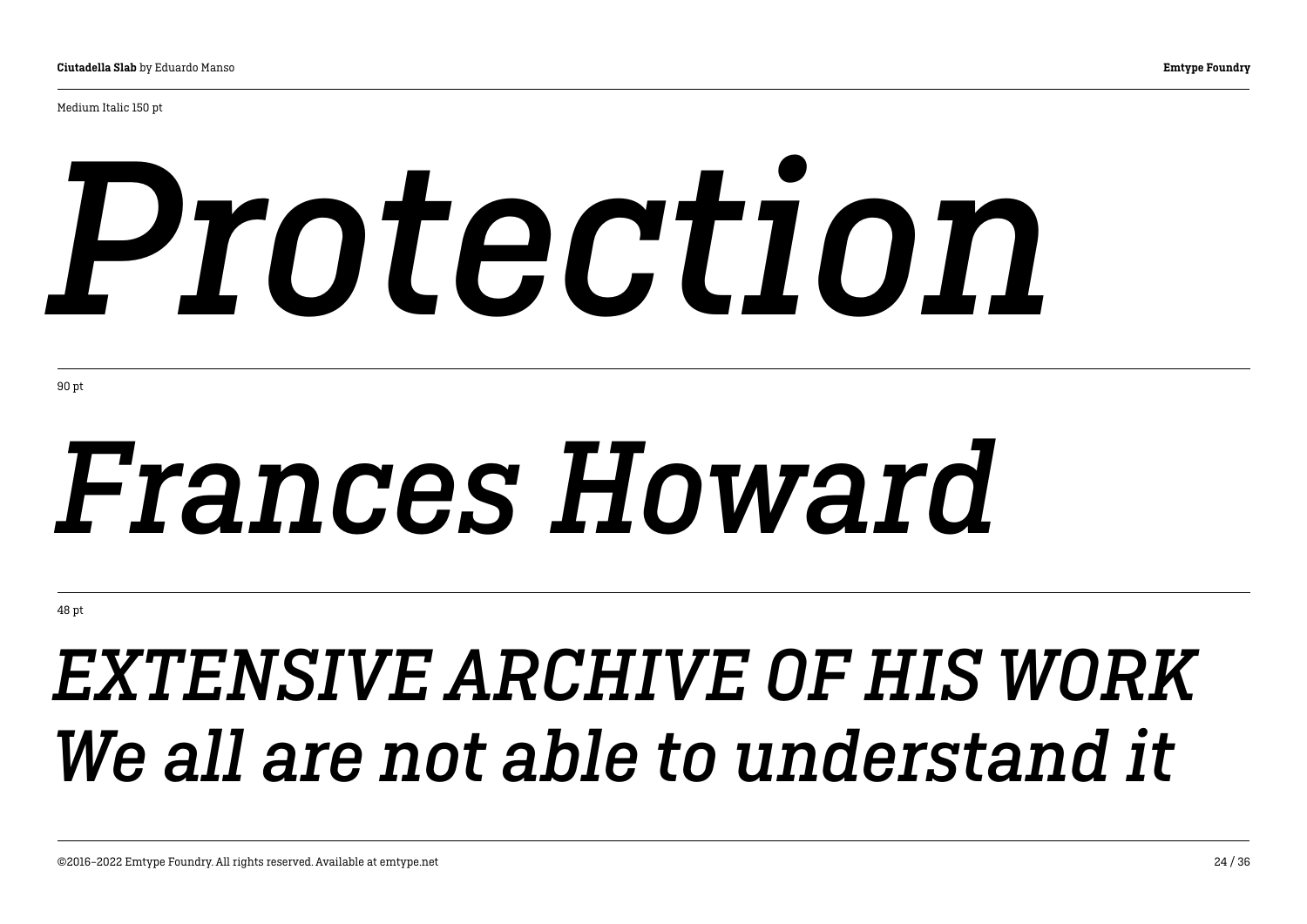Medium Italic 150 pt

*Protection*

90 pt

*Frances Howard*

48 pt

*EXTENSIVE ARCHIVE OF HIS WORK*
*We all are not able to understand it*

©2016–2022 Emtype Foundry. All rights reserved. Available at emtype.net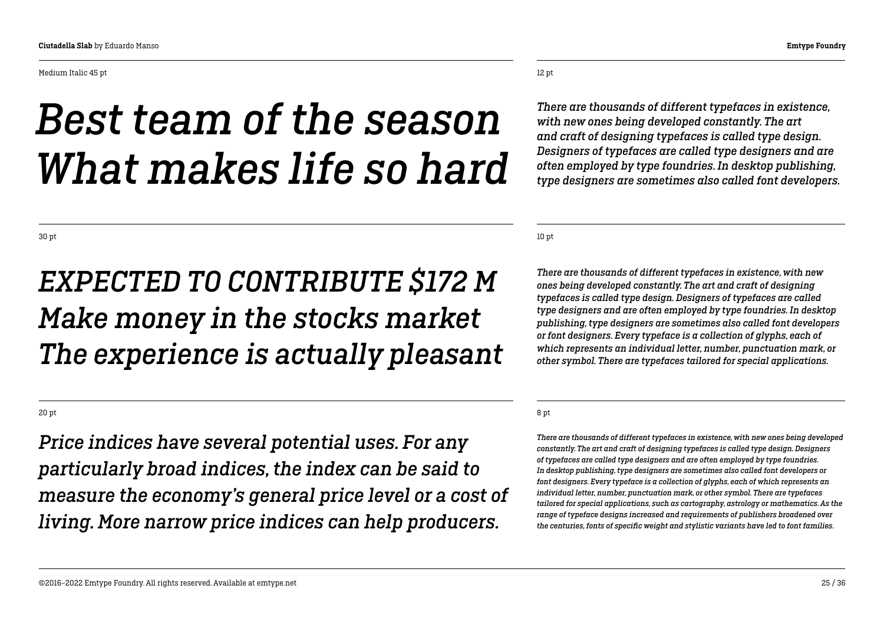Medium Italic 45 pt

*Best team of the season*
*What makes life so hard*

12 pt

*There are thousands of different typefaces in existence, with new ones being developed constantly. The art and craft of designing typefaces is called type design. Designers of typefaces are called type designers and are often employed by type foundries. In desktop publishing, type designers are sometimes also called font developers.*

30 pt

*EXPECTED TO CONTRIBUTE $172 M*
*Make money in the stocks market*
*The experience is actually pleasant*

10 pt

*There are thousands of different typefaces in existence, with new ones being developed constantly. The art and craft of designing typefaces is called type design. Designers of typefaces are called type designers and are often employed by type foundries. In desktop publishing, type designers are sometimes also called font developers or font designers. Every typeface is a collection of glyphs, each of which represents an individual letter, number, punctuation mark, or other symbol. There are typefaces tailored for special applications.*

20 pt

*Price indices have several potential uses. For any particularly broad indices, the index can be said to measure the economy's general price level or a cost of living. More narrow price indices can help producers.*

8 pt

*There are thousands of different typefaces in existence, with new ones being developed constantly. The art and craft of designing typefaces is called type design. Designers of typefaces are called type designers and are often employed by type foundries. In desktop publishing, type designers are sometimes also called font developers or font designers. Every typeface is a collection of glyphs, each of which represents an individual letter, number, punctuation mark, or other symbol. There are typefaces tailored for special applications, such as cartography, astrology or mathematics. As the range of typeface designs increased and requirements of publishers broadened over the centuries, fonts of specific weight and stylistic variants have led to font families.*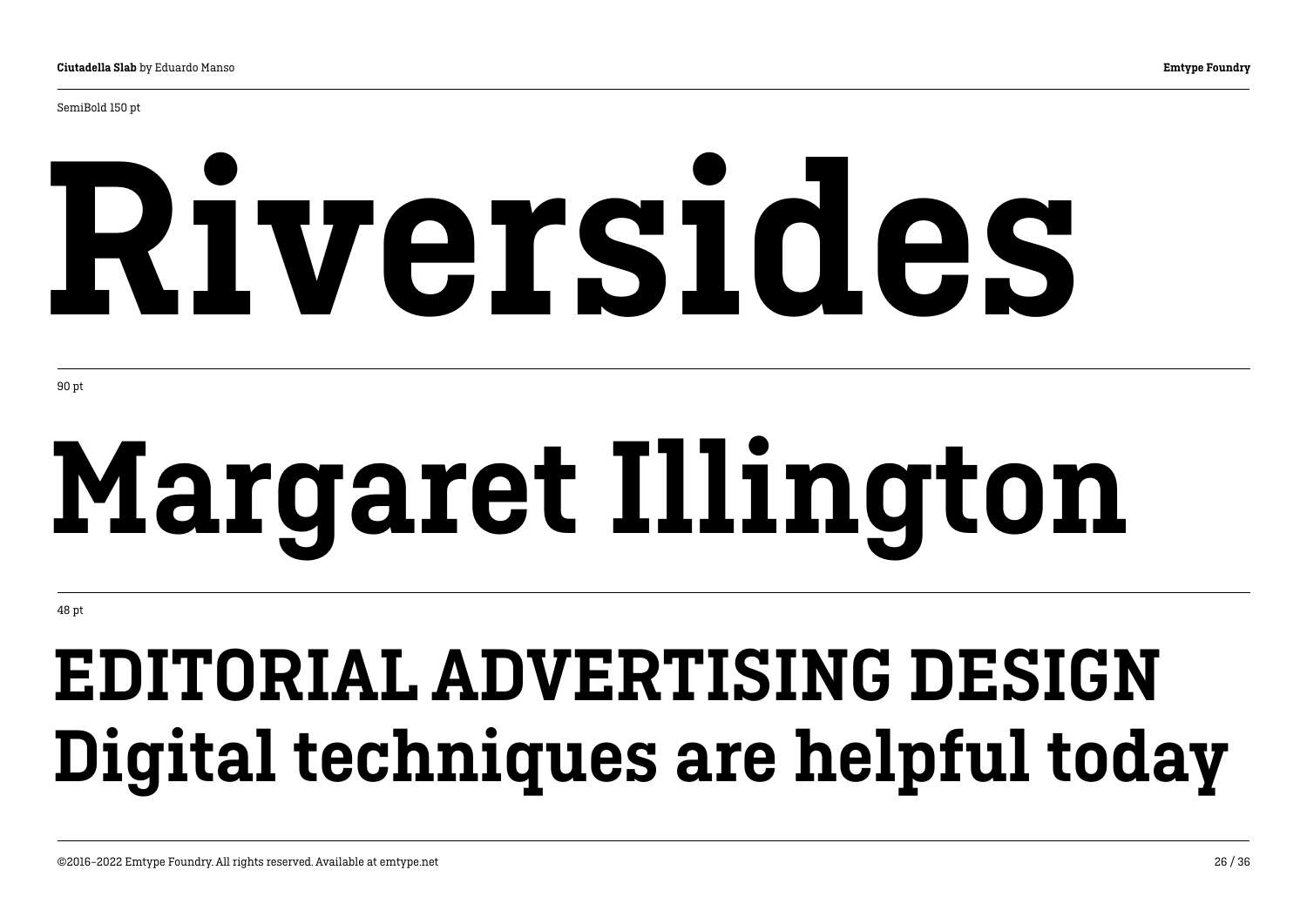SemiBold 150 pt

# Riversides

90 pt

# Margaret Illington

48 pt

## EDITORIAL ADVERTISING DESIGN
## Digital techniques are helpful today

©2016–2022 Emtype Foundry. All rights reserved. Available at emtype.net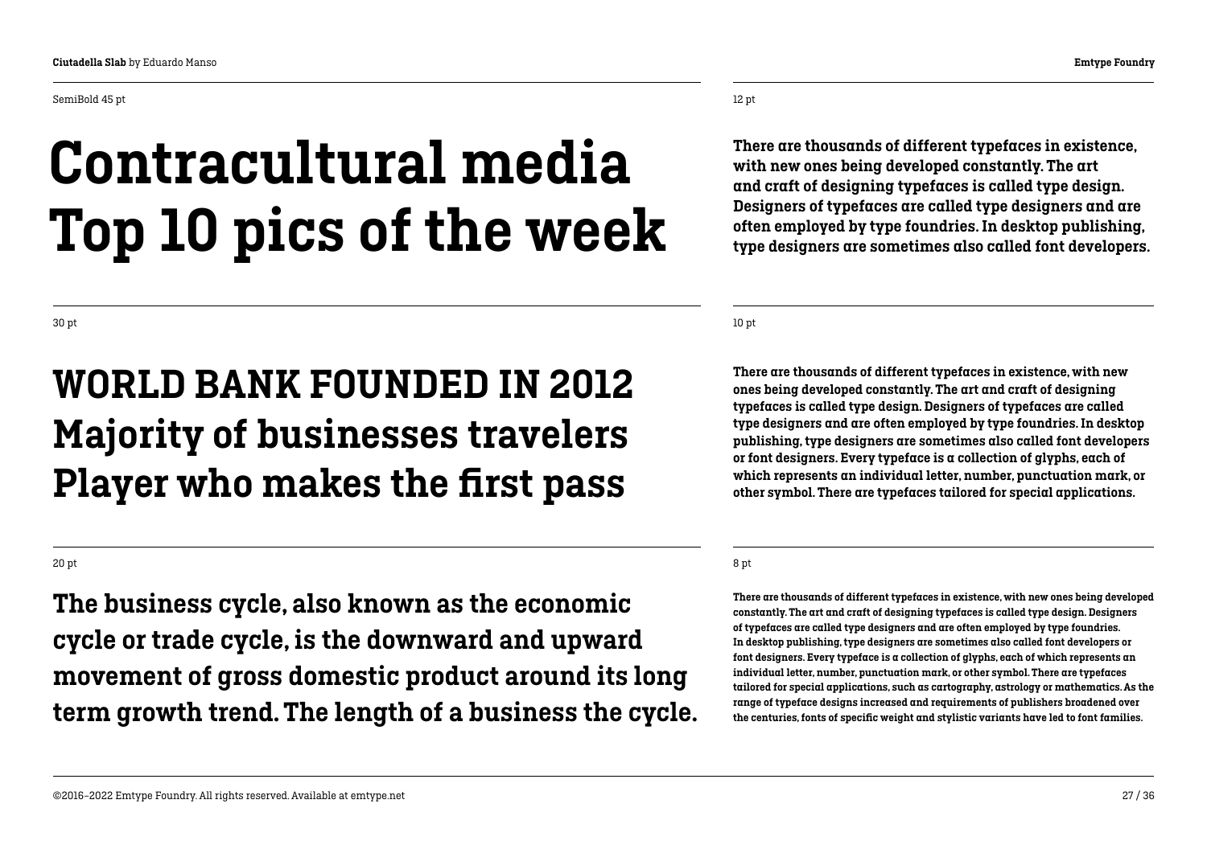SemiBold 45 pt

# Contracultural media
# Top 10 pics of the week

30 pt

## WORLD BANK FOUNDED IN 2012
## Majority of businesses travelers
## Player who makes the first pass

20 pt

**The business cycle, also known as the economic cycle or trade cycle, is the downward and upward movement of gross domestic product around its long term growth trend. The length of a business the cycle.**

12 pt

**There are thousands of different typefaces in existence, with new ones being developed constantly. The art and craft of designing typefaces is called type design. Designers of typefaces are called type designers and are often employed by type foundries. In desktop publishing, type designers are sometimes also called font developers.**

10 pt

**There are thousands of different typefaces in existence, with new ones being developed constantly. The art and craft of designing typefaces is called type design. Designers of typefaces are called type designers and are often employed by type foundries. In desktop publishing, type designers are sometimes also called font developers or font designers. Every typeface is a collection of glyphs, each of which represents an individual letter, number, punctuation mark, or other symbol. There are typefaces tailored for special applications.**

8 pt

**There are thousands of different typefaces in existence, with new ones being developed constantly. The art and craft of designing typefaces is called type design. Designers of typefaces are called type designers and are often employed by type foundries. In desktop publishing, type designers are sometimes also called font developers or font designers. Every typeface is a collection of glyphs, each of which represents an individual letter, number, punctuation mark, or other symbol. There are typefaces tailored for special applications, such as cartography, astrology or mathematics. As the range of typeface designs increased and requirements of publishers broadened over the centuries, fonts of specific weight and stylistic variants have led to font families.**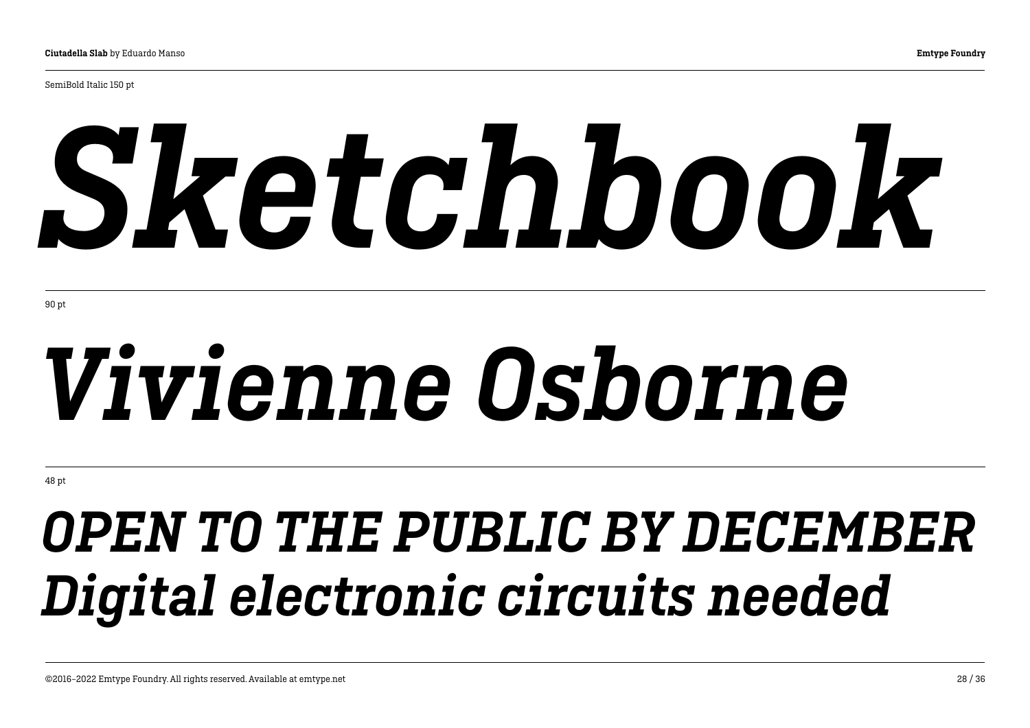SemiBold Italic 150 pt

***Sketchbook***

90 pt

***Vivienne Osborne***

48 pt

***OPEN TO THE PUBLIC BY DECEMBER***
***Digital electronic circuits needed***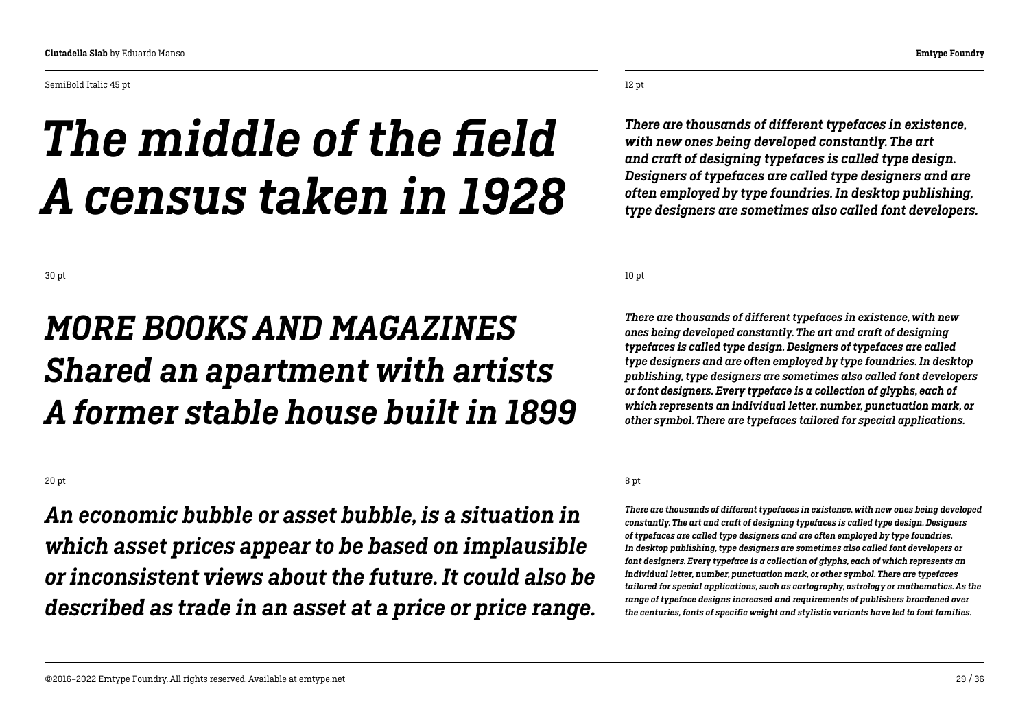SemiBold Italic 45 pt

*The middle of the field*
*A census taken in 1928*

12 pt

*There are thousands of different typefaces in existence, with new ones being developed constantly. The art and craft of designing typefaces is called type design. Designers of typefaces are called type designers and are often employed by type foundries. In desktop publishing, type designers are sometimes also called font developers.*

30 pt

*MORE BOOKS AND MAGAZINES*
*Shared an apartment with artists*
*A former stable house built in 1899*

10 pt

*There are thousands of different typefaces in existence, with new ones being developed constantly. The art and craft of designing typefaces is called type design. Designers of typefaces are called type designers and are often employed by type foundries. In desktop publishing, type designers are sometimes also called font developers or font designers. Every typeface is a collection of glyphs, each of which represents an individual letter, number, punctuation mark, or other symbol. There are typefaces tailored for special applications.*

20 pt

*An economic bubble or asset bubble, is a situation in which asset prices appear to be based on implausible or inconsistent views about the future. It could also be described as trade in an asset at a price or price range.*

8 pt

*There are thousands of different typefaces in existence, with new ones being developed constantly. The art and craft of designing typefaces is called type design. Designers of typefaces are called type designers and are often employed by type foundries. In desktop publishing, type designers are sometimes also called font developers or font designers. Every typeface is a collection of glyphs, each of which represents an individual letter, number, punctuation mark, or other symbol. There are typefaces tailored for special applications, such as cartography, astrology or mathematics. As the range of typeface designs increased and requirements of publishers broadened over the centuries, fonts of specific weight and stylistic variants have led to font families.*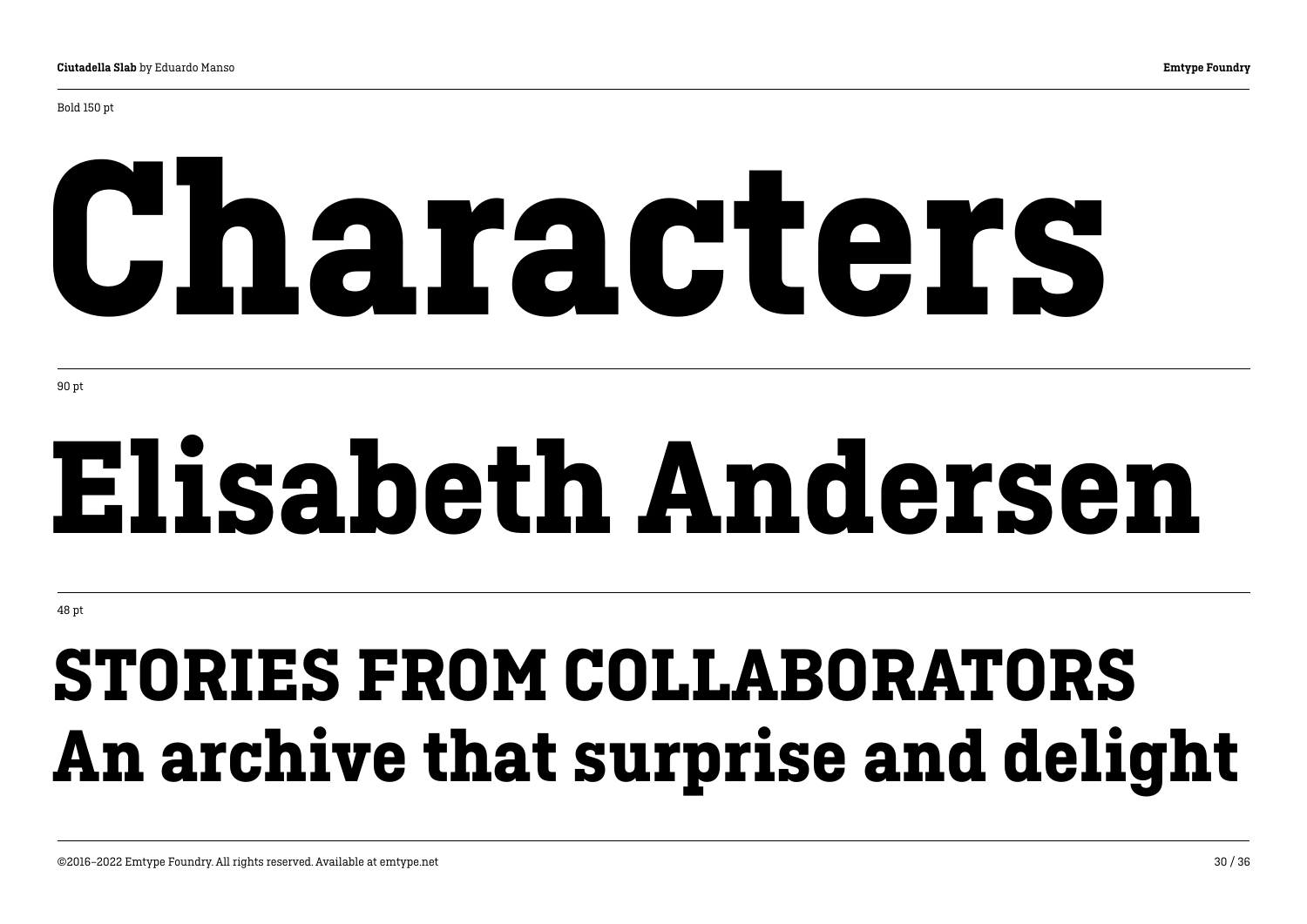Bold 150 pt

# Characters

90 pt

# Elisabeth Andersen

48 pt

## STORIES FROM COLLABORATORS
## An archive that surprise and delight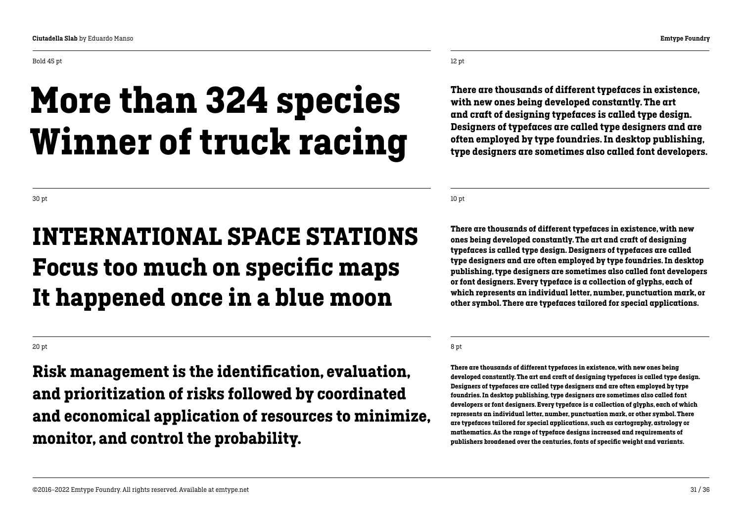Bold 45 pt

# More than 324 species Winner of truck racing

12 pt

**There are thousands of different typefaces in existence, with new ones being developed constantly. The art and craft of designing typefaces is called type design. Designers of typefaces are called type designers and are often employed by type foundries. In desktop publishing, type designers are sometimes also called font developers.**

30 pt

## INTERNATIONAL SPACE STATIONS Focus too much on specific maps It happened once in a blue moon

10 pt

**There are thousands of different typefaces in existence, with new ones being developed constantly. The art and craft of designing typefaces is called type design. Designers of typefaces are called type designers and are often employed by type foundries. In desktop publishing, type designers are sometimes also called font developers or font designers. Every typeface is a collection of glyphs, each of which represents an individual letter, number, punctuation mark, or other symbol. There are typefaces tailored for special applications.**

20 pt

### Risk management is the identification, evaluation, and prioritization of risks followed by coordinated and economical application of resources to minimize, monitor, and control the probability.

8 pt

**There are thousands of different typefaces in existence, with new ones being developed constantly. The art and craft of designing typefaces is called type design. Designers of typefaces are called type designers and are often employed by type foundries. In desktop publishing, type designers are sometimes also called font developers or font designers. Every typeface is a collection of glyphs, each of which represents an individual letter, number, punctuation mark, or other symbol. There are typefaces tailored for special applications, such as cartography, astrology or mathematics. As the range of typeface designs increased and requirements of publishers broadened over the centuries, fonts of specific weight and variants.**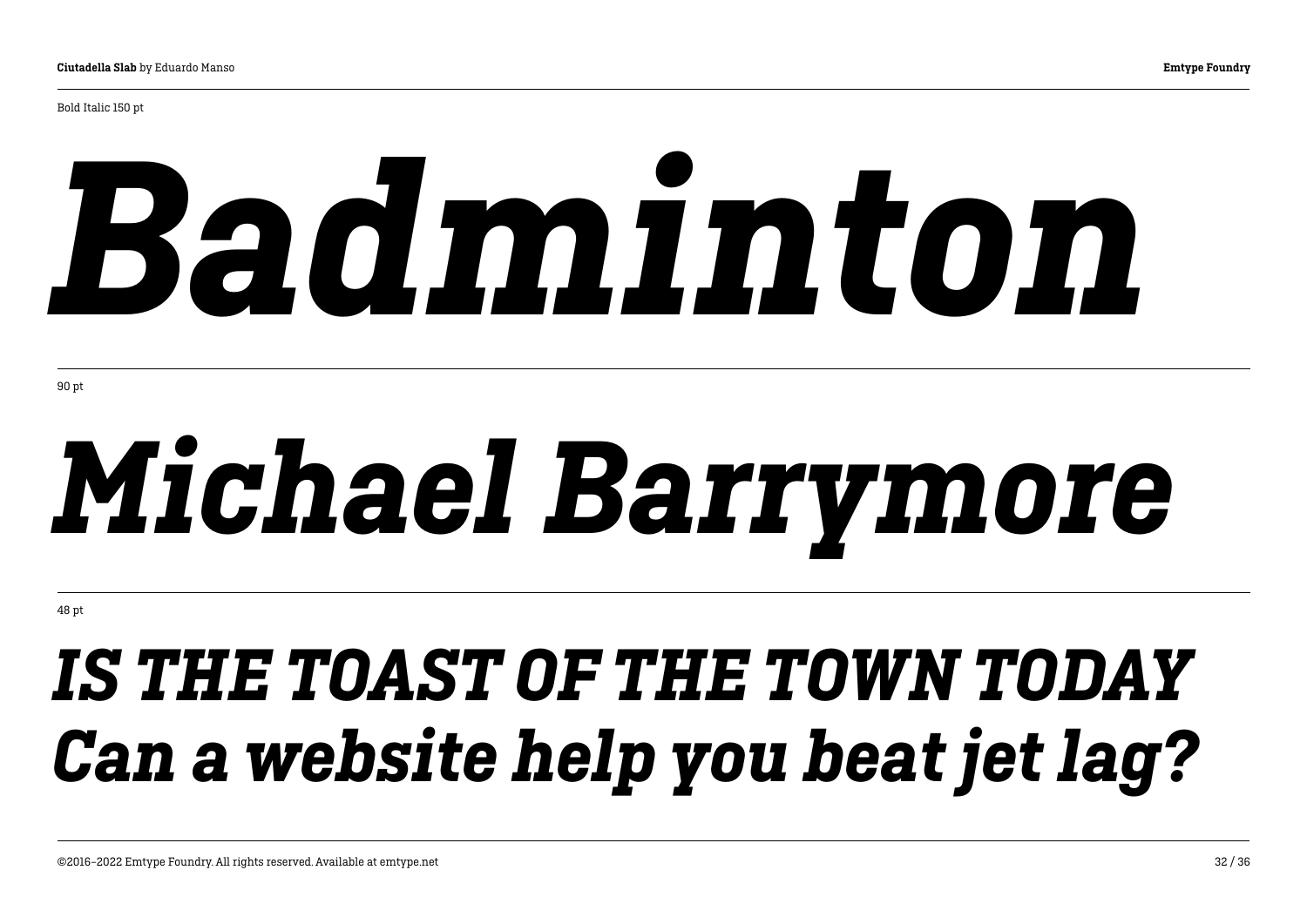Bold Italic 150 pt

***Badminton***

90 pt

***Michael Barrymore***

48 pt

***IS THE TOAST OF THE TOWN TODAY***
***Can a website help you beat jet lag?***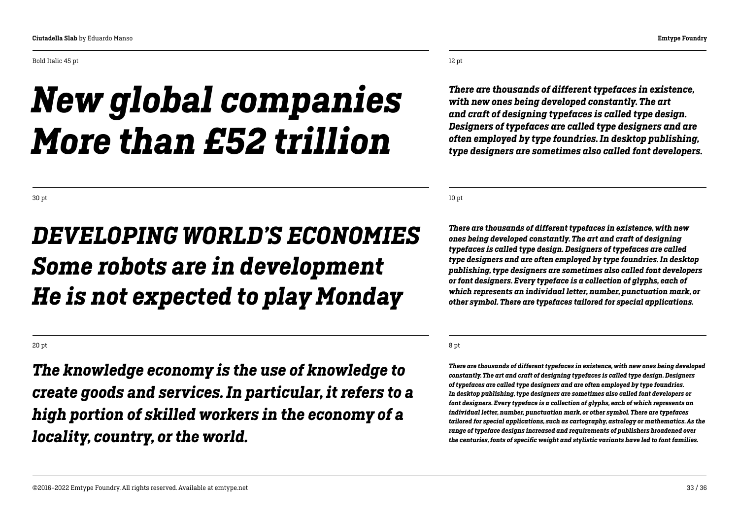Bold Italic 45 pt

# *New global companies More than £52 trillion*

12 pt

***There are thousands of different typefaces in existence, with new ones being developed constantly. The art and craft of designing typefaces is called type design. Designers of typefaces are called type designers and are often employed by type foundries. In desktop publishing, type designers are sometimes also called font developers.***

30 pt

## *DEVELOPING WORLD'S ECONOMIES Some robots are in development He is not expected to play Monday*

10 pt

***There are thousands of different typefaces in existence, with new ones being developed constantly. The art and craft of designing typefaces is called type design. Designers of typefaces are called type designers and are often employed by type foundries. In desktop publishing, type designers are sometimes also called font developers or font designers. Every typeface is a collection of glyphs, each of which represents an individual letter, number, punctuation mark, or other symbol. There are typefaces tailored for special applications.***

20 pt

***The knowledge economy is the use of knowledge to create goods and services. In particular, it refers to a high portion of skilled workers in the economy of a locality, country, or the world.***

8 pt

***There are thousands of different typefaces in existence, with new ones being developed constantly. The art and craft of designing typefaces is called type design. Designers of typefaces are called type designers and are often employed by type foundries. In desktop publishing, type designers are sometimes also called font developers or font designers. Every typeface is a collection of glyphs, each of which represents an individual letter, number, punctuation mark, or other symbol. There are typefaces tailored for special applications, such as cartography, astrology or mathematics. As the range of typeface designs increased and requirements of publishers broadened over the centuries, fonts of specific weight and stylistic variants have led to font families.***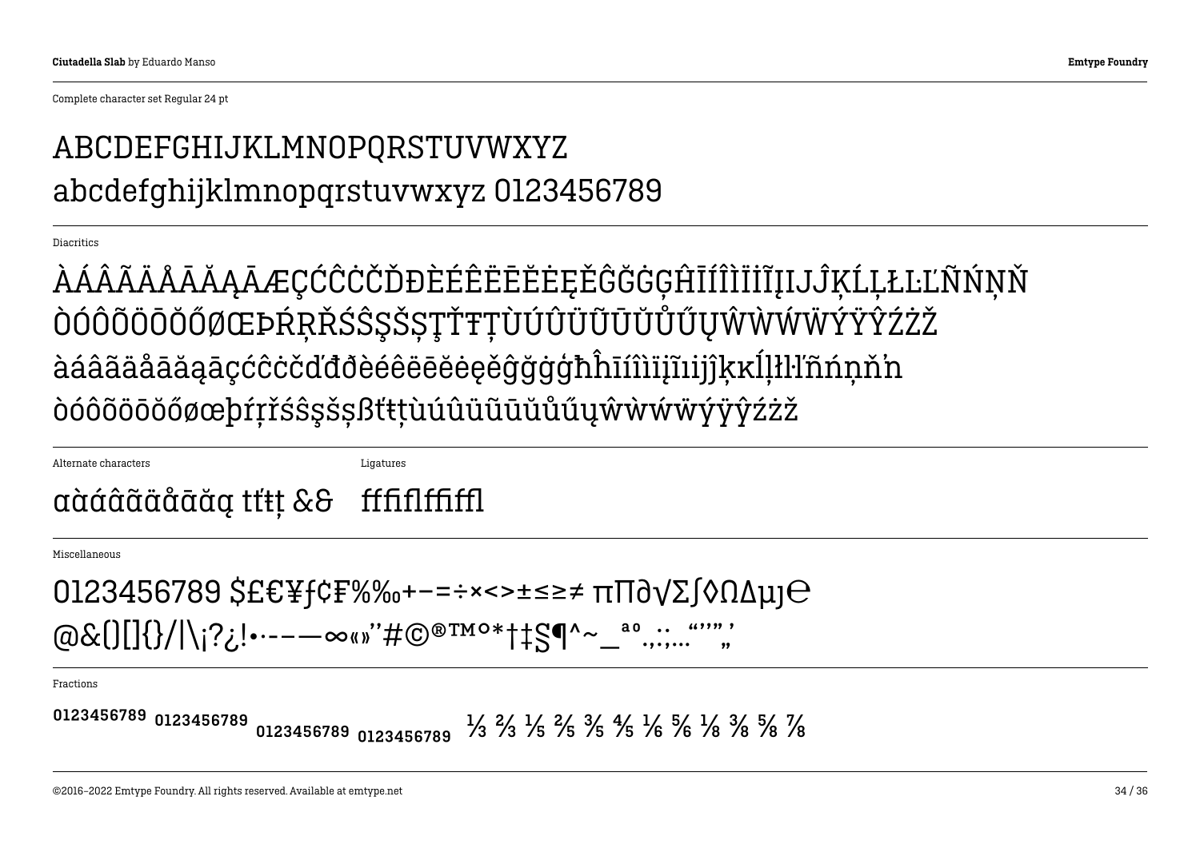Complete character set Regular 24 pt

ABCDEFGHIJKLMNOPQRSTUVWXYZ
abcdefghijklmnopqrstuvwxyz 0123456789

Diacritics

ÀÁÂÃÄÅĀĂĄǞÆÇĆĈĊČĎĐÈÉÊËĒĔĖĘĚĜĞĠĢĤĪÍÎÌÏİĨĮIJĴĶĹĻŁĿĽÑŃŅŇ
ÒÓÔÕÖŌŎŐØŒÞŔŖŘŚŜŞŠȘŢŤŦȚÙÚÛÜŨŪŬŮŰŲŴẀẂẄÝŸŶŹŻŽ
àáâãäåāăąǟçćĉċčďđðèéêëēĕėęěĝğġģħĥīíîìïįĩıijĵķĸĺļłŀľñńņňŉ
òóôõöōŏőøœþŕŗřśŝşšșßťŧțùúûüũūŭůűųŵẁẃẅýÿŷźżž

Alternate characters

ɑɑ̀ɑ́ɑ̂ɑ̃ɑ̈ɑ̊ɑ̄ɑ̆ɑ̨ tťţ &&

Ligatures

ﬀﬁﬂﬃﬄ

Miscellaneous

0123456789 $£€¥ƒ¢₣%‰+−=÷×<>±≤≥≠ πΠ∂√Σ∫◊ΩΔµȷ℮
@&()[]{}/|\¡?¿!•·-–—∞«»‘’#©®™°*†‡§¶^~_ªº.,:;…“”’‚„

Fractions

0123456789 0123456789 0123456789 0123456789 ⅓ ⅔ ⅕ ⅖ ⅗ ⅘ ⅙ ⅚ ⅛ ⅜ ⅝ ⅞

©2016–2022 Emtype Foundry. All rights reserved. Available at emtype.net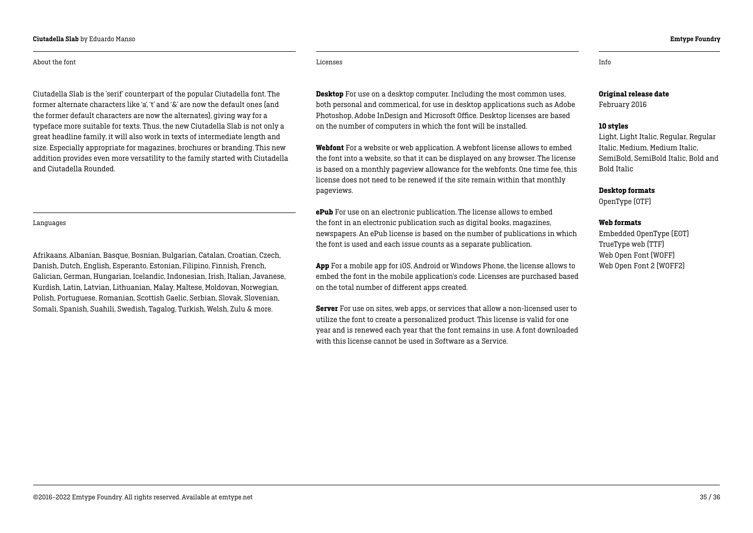## About the font

Ciutadella Slab is the 'serif' counterpart of the popular Ciutadella font. The former alternate characters like 'a', 't' and '&' are now the default ones (and the former default characters are now the alternates), giving way for a typeface more suitable for texts. Thus, the new Ciutadella Slab is not only a great headline family, it will also work in texts of intermediate length and size. Especially appropriate for magazines, brochures or branding. This new addition provides even more versatility to the family started with Ciutadella and Ciutadella Rounded.

## Languages

Afrikaans, Albanian, Basque, Bosnian, Bulgarian, Catalan, Croatian, Czech, Danish, Dutch, English, Esperanto, Estonian, Filipino, Finnish, French, Galician, German, Hungarian, Icelandic, Indonesian, Irish, Italian, Javanese, Kurdish, Latin, Latvian, Lithuanian, Malay, Maltese, Moldovan, Norwegian, Polish, Portuguese, Romanian, Scottish Gaelic, Serbian, Slovak, Slovenian, Somali, Spanish, Suahili, Swedish, Tagalog, Turkish, Welsh, Zulu & more.

## Licenses

**Desktop** For use on a desktop computer. Including the most common uses, both personal and commerical, for use in desktop applications such as Adobe Photoshop, Adobe InDesign and Microsoft Office. Desktop licenses are based on the number of computers in which the font will be installed.

**Webfont** For a website or web application. A webfont license allows to embed the font into a website, so that it can be displayed on any browser. The license is based on a monthly pageview allowance for the webfonts. One time fee, this license does not need to be renewed if the site remain within that monthly pageviews.

**ePub** For use on an electronic publication. The license allows to embed the font in an electronic publication such as digital books, magazines, newspapers. An ePub license is based on the number of publications in which the font is used and each issue counts as a separate publication.

**App** For a mobile app for iOS, Android or Windows Phone, the license allows to embed the font in the mobile application's code. Licenses are purchased based on the total number of different apps created.

**Server** For use on sites, web apps, or services that allow a non-licensed user to utilize the font to create a personalized product. This license is valid for one year and is renewed each year that the font remains in use. A font downloaded with this license cannot be used in Software as a Service.

## Info

**Original release date**
February 2016

**10 styles**
Light, Light Italic, Regular, Regular Italic, Medium, Medium Italic, SemiBold, SemiBold Italic, Bold and Bold Italic

**Desktop formats**
OpenType (OTF)

**Web formats**
Embedded OpenType (EOT)
TrueType web (TTF)
Web Open Font (WOFF)
Web Open Font 2 (WOFF2)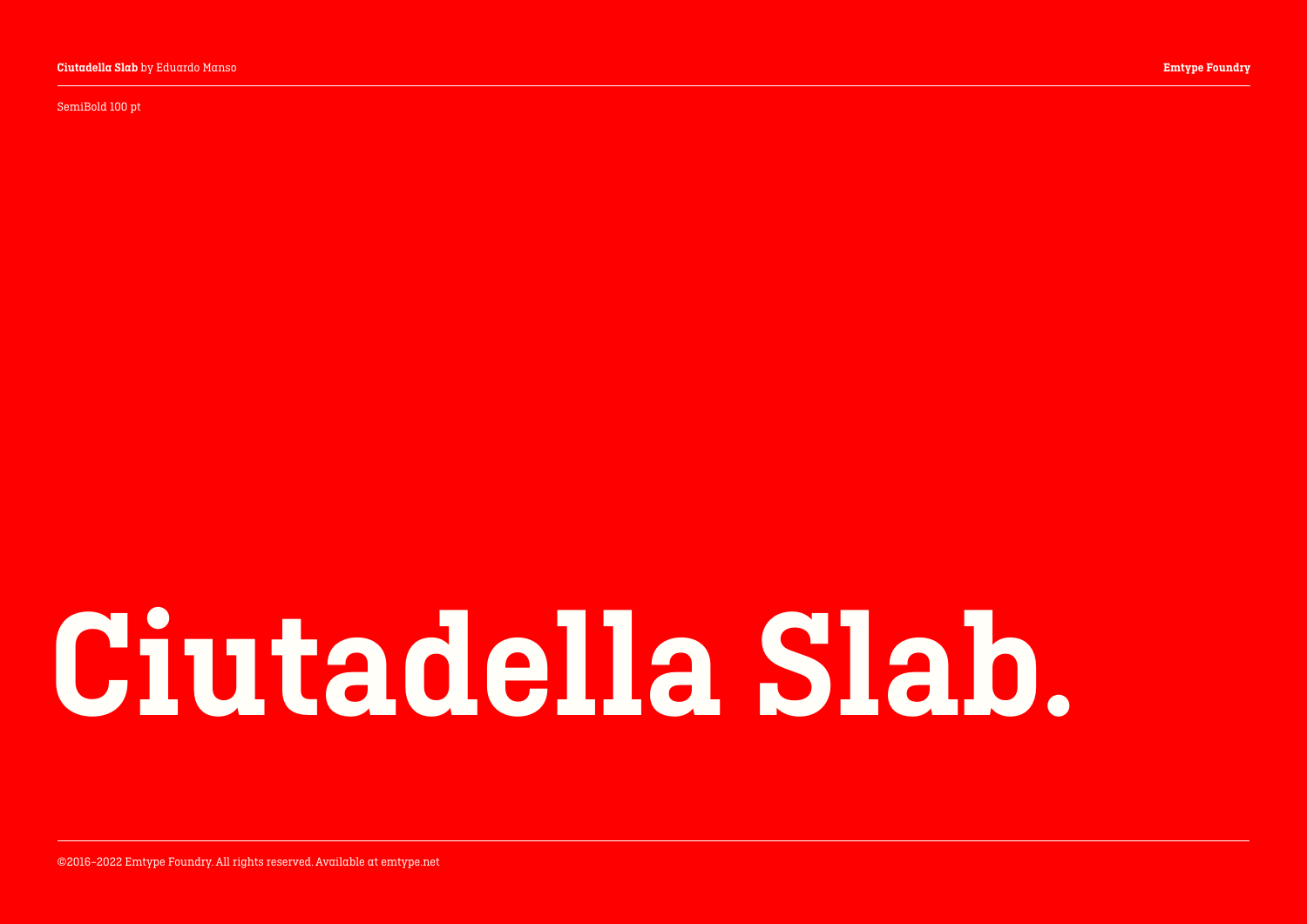SemiBold 100 pt

# Ciutadella Slab.

©2016–2022 Emtype Foundry. All rights reserved. Available at emtype.net